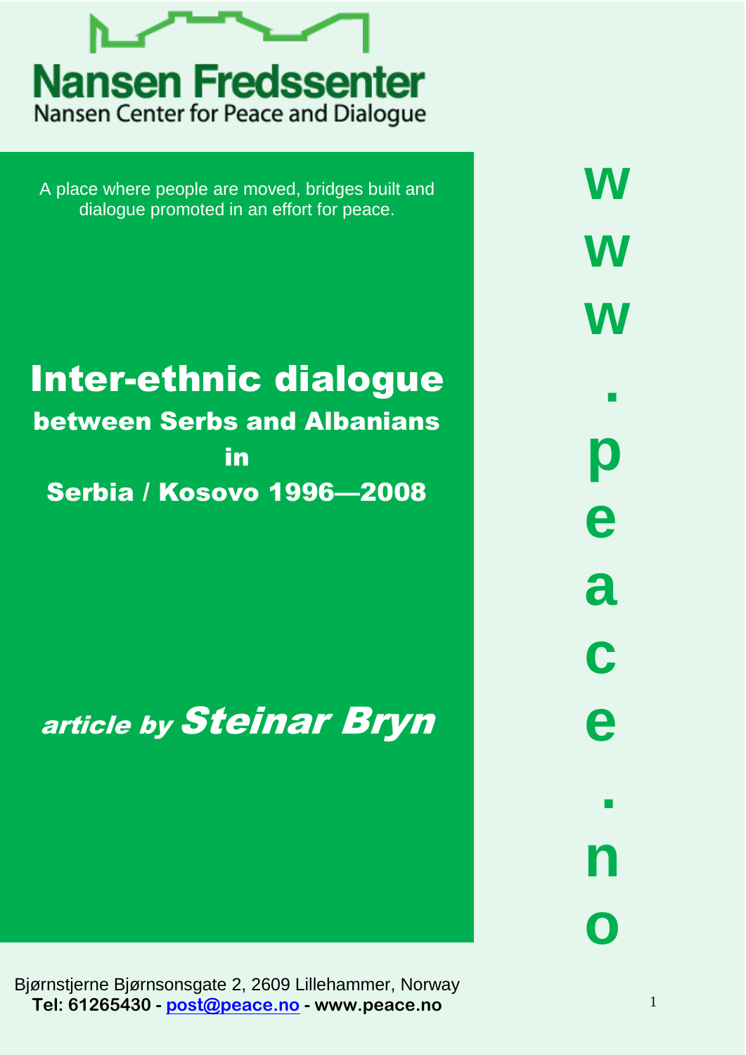# Nansen Fredssenter

Nansen Center for Peace and Dialogue

A place where people are moved, bridges built and dialogue promoted in an effort for peace.

# Inter-ethnic dialogue

## between Serbs and Albanians in Serbia / Kosovo 1996—2008

*article by* ***Steinar Bryn***

**www.peace.no**

Bjørnstjerne Bjørnsonsgate 2, 2609 Lillehammer, Norway

**Tel: 61265430 - post@peace.no - www.peace.no**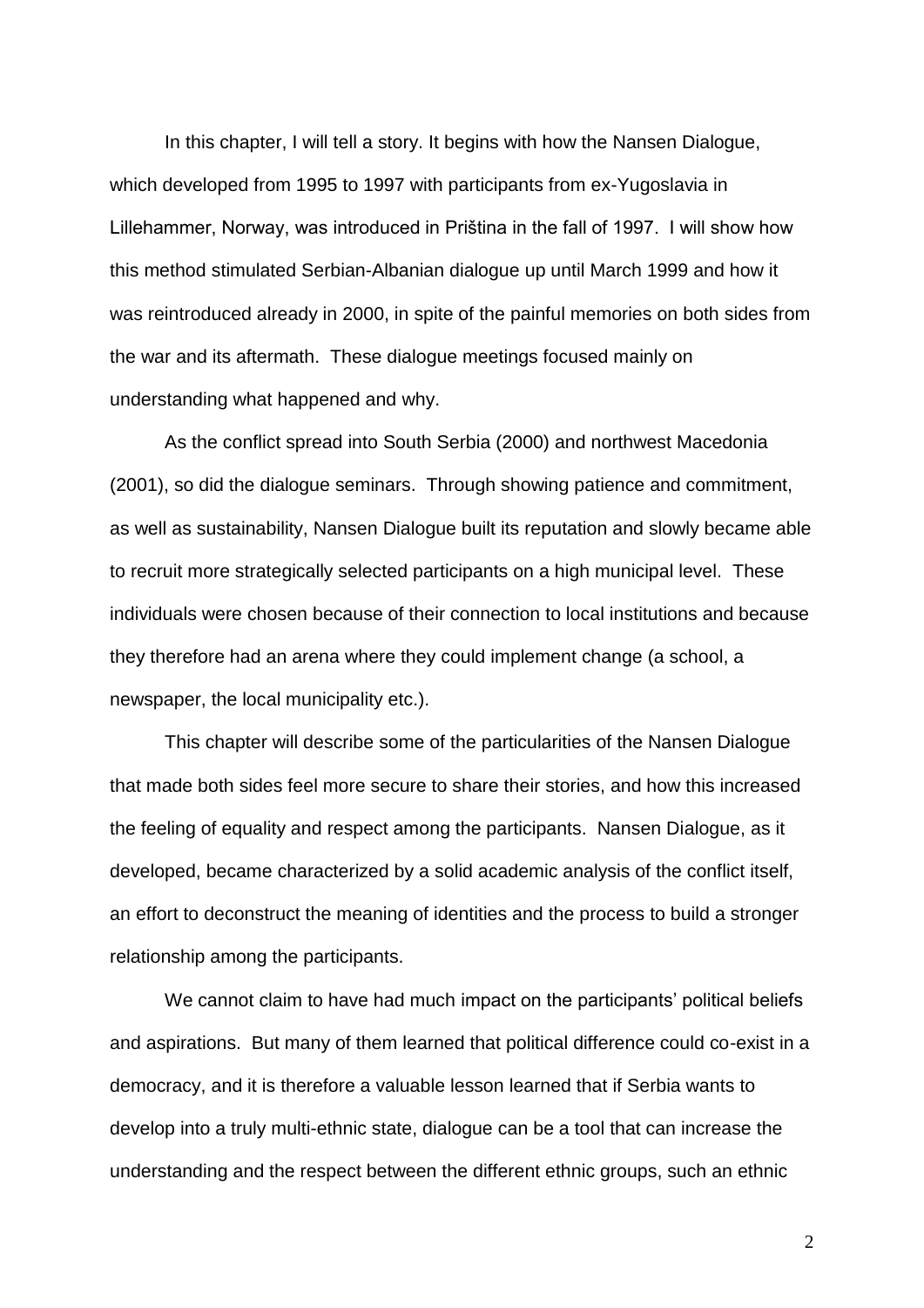In this chapter, I will tell a story. It begins with how the Nansen Dialogue, which developed from 1995 to 1997 with participants from ex-Yugoslavia in Lillehammer, Norway, was introduced in Priština in the fall of 1997. I will show how this method stimulated Serbian-Albanian dialogue up until March 1999 and how it was reintroduced already in 2000, in spite of the painful memories on both sides from the war and its aftermath. These dialogue meetings focused mainly on understanding what happened and why.

As the conflict spread into South Serbia (2000) and northwest Macedonia (2001), so did the dialogue seminars. Through showing patience and commitment, as well as sustainability, Nansen Dialogue built its reputation and slowly became able to recruit more strategically selected participants on a high municipal level. These individuals were chosen because of their connection to local institutions and because they therefore had an arena where they could implement change (a school, a newspaper, the local municipality etc.).

This chapter will describe some of the particularities of the Nansen Dialogue that made both sides feel more secure to share their stories, and how this increased the feeling of equality and respect among the participants. Nansen Dialogue, as it developed, became characterized by a solid academic analysis of the conflict itself, an effort to deconstruct the meaning of identities and the process to build a stronger relationship among the participants.

We cannot claim to have had much impact on the participants' political beliefs and aspirations. But many of them learned that political difference could co-exist in a democracy, and it is therefore a valuable lesson learned that if Serbia wants to develop into a truly multi-ethnic state, dialogue can be a tool that can increase the understanding and the respect between the different ethnic groups, such an ethnic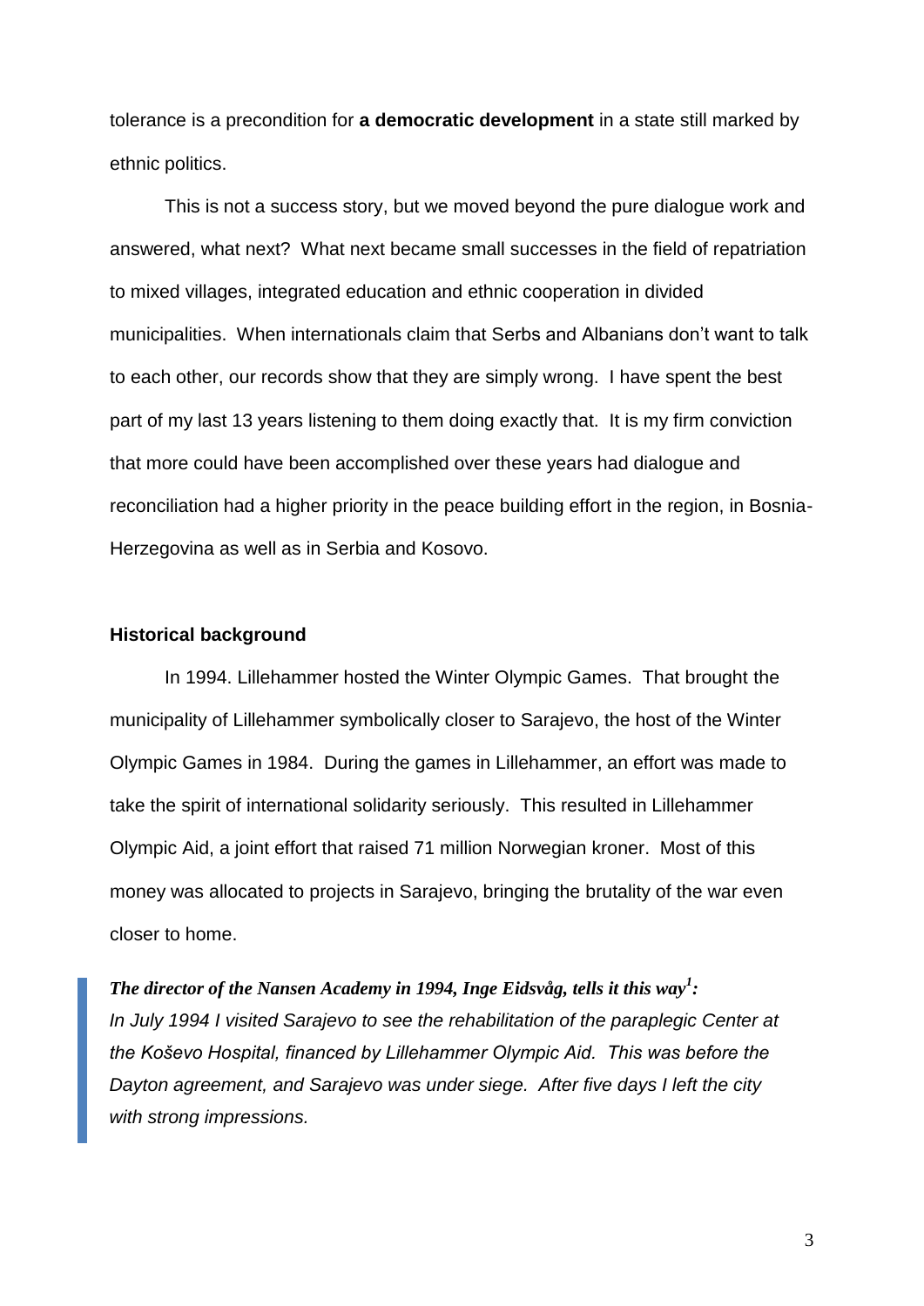tolerance is a precondition for **a democratic development** in a state still marked by ethnic politics.

This is not a success story, but we moved beyond the pure dialogue work and answered, what next? What next became small successes in the field of repatriation to mixed villages, integrated education and ethnic cooperation in divided municipalities. When internationals claim that Serbs and Albanians don't want to talk to each other, our records show that they are simply wrong. I have spent the best part of my last 13 years listening to them doing exactly that. It is my firm conviction that more could have been accomplished over these years had dialogue and reconciliation had a higher priority in the peace building effort in the region, in Bosnia-Herzegovina as well as in Serbia and Kosovo.

## Historical background

In 1994. Lillehammer hosted the Winter Olympic Games. That brought the municipality of Lillehammer symbolically closer to Sarajevo, the host of the Winter Olympic Games in 1984. During the games in Lillehammer, an effort was made to take the spirit of international solidarity seriously. This resulted in Lillehammer Olympic Aid, a joint effort that raised 71 million Norwegian kroner. Most of this money was allocated to projects in Sarajevo, bringing the brutality of the war even closer to home.

> ***The director of the Nansen Academy in 1994, Inge Eidsvåg, tells it this way[1]:***
> *In July 1994 I visited Sarajevo to see the rehabilitation of the paraplegic Center at the Koševo Hospital, financed by Lillehammer Olympic Aid. This was before the Dayton agreement, and Sarajevo was under siege. After five days I left the city with strong impressions.*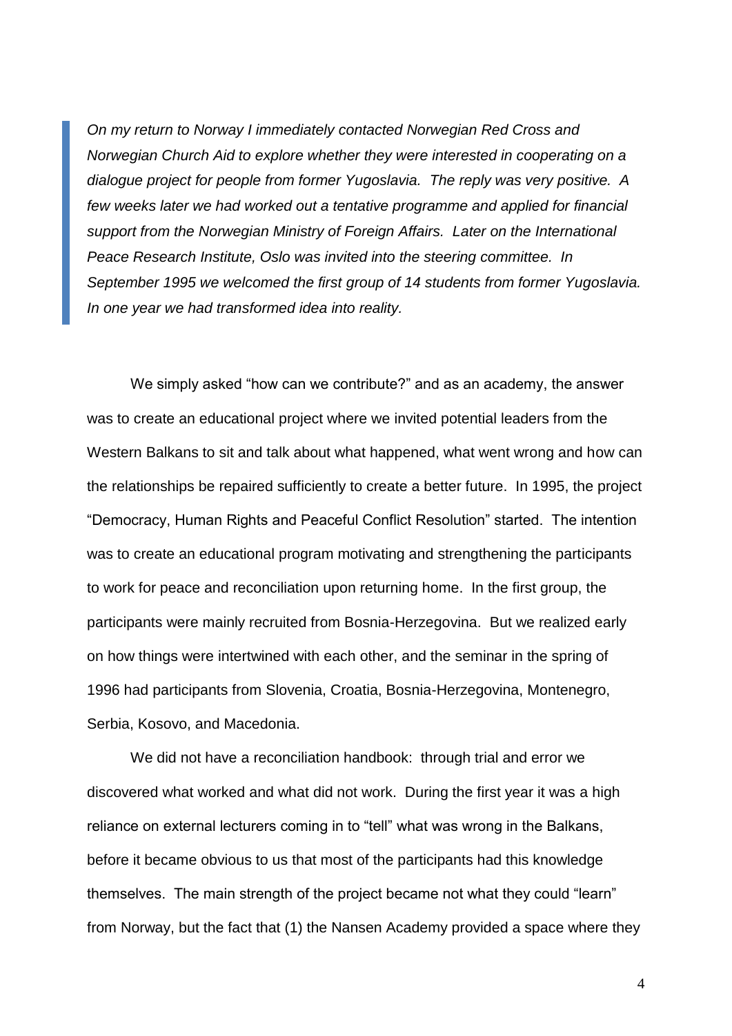> *On my return to Norway I immediately contacted Norwegian Red Cross and Norwegian Church Aid to explore whether they were interested in cooperating on a dialogue project for people from former Yugoslavia. The reply was very positive. A few weeks later we had worked out a tentative programme and applied for financial support from the Norwegian Ministry of Foreign Affairs. Later on the International Peace Research Institute, Oslo was invited into the steering committee. In September 1995 we welcomed the first group of 14 students from former Yugoslavia. In one year we had transformed idea into reality.*

We simply asked "how can we contribute?" and as an academy, the answer was to create an educational project where we invited potential leaders from the Western Balkans to sit and talk about what happened, what went wrong and how can the relationships be repaired sufficiently to create a better future. In 1995, the project "Democracy, Human Rights and Peaceful Conflict Resolution" started. The intention was to create an educational program motivating and strengthening the participants to work for peace and reconciliation upon returning home. In the first group, the participants were mainly recruited from Bosnia-Herzegovina. But we realized early on how things were intertwined with each other, and the seminar in the spring of 1996 had participants from Slovenia, Croatia, Bosnia-Herzegovina, Montenegro, Serbia, Kosovo, and Macedonia.

We did not have a reconciliation handbook: through trial and error we discovered what worked and what did not work. During the first year it was a high reliance on external lecturers coming in to "tell" what was wrong in the Balkans, before it became obvious to us that most of the participants had this knowledge themselves. The main strength of the project became not what they could "learn" from Norway, but the fact that (1) the Nansen Academy provided a space where they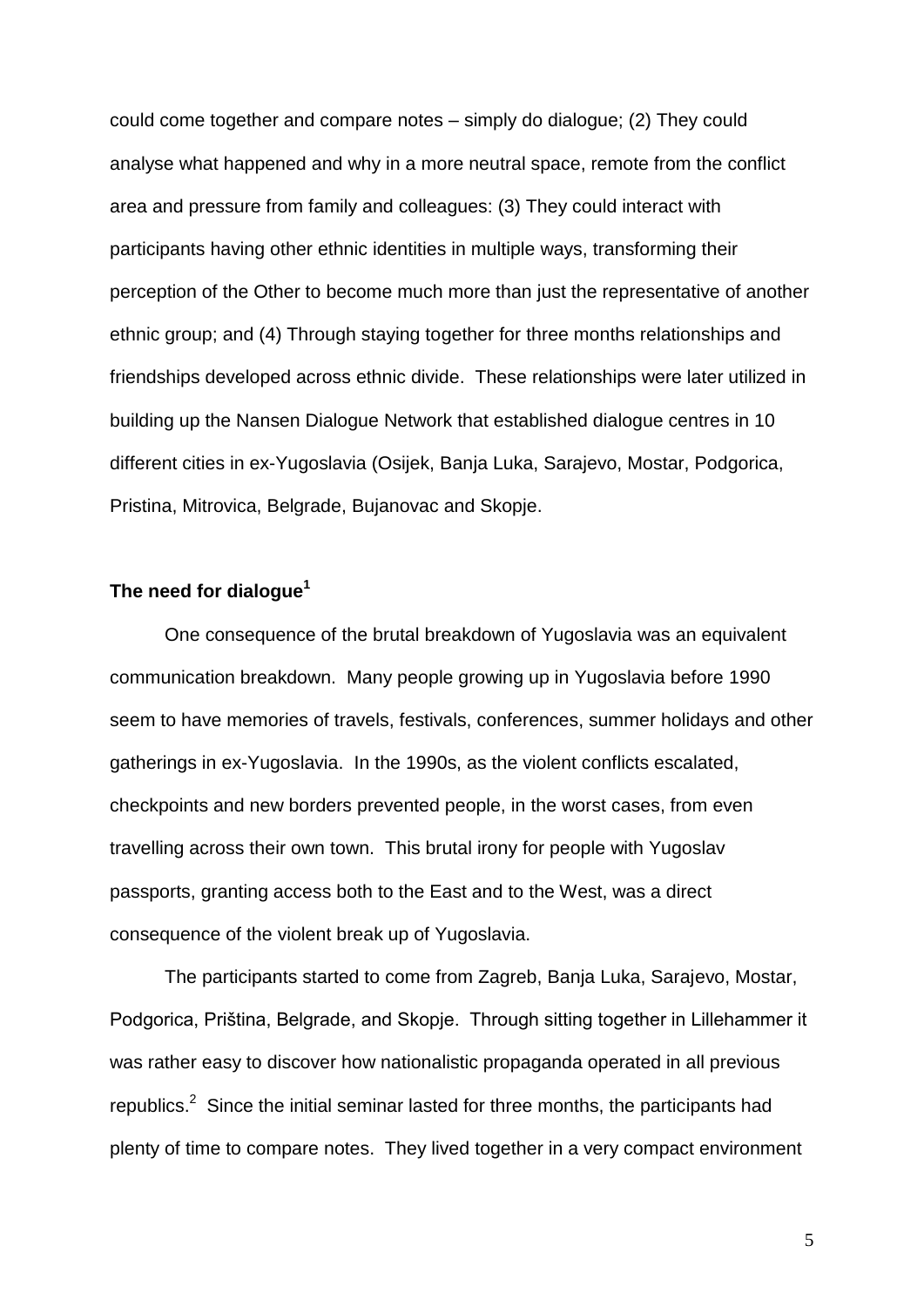could come together and compare notes – simply do dialogue; (2) They could analyse what happened and why in a more neutral space, remote from the conflict area and pressure from family and colleagues: (3) They could interact with participants having other ethnic identities in multiple ways, transforming their perception of the Other to become much more than just the representative of another ethnic group; and (4) Through staying together for three months relationships and friendships developed across ethnic divide. These relationships were later utilized in building up the Nansen Dialogue Network that established dialogue centres in 10 different cities in ex-Yugoslavia (Osijek, Banja Luka, Sarajevo, Mostar, Podgorica, Pristina, Mitrovica, Belgrade, Bujanovac and Skopje.

### The need for dialogue[1]

One consequence of the brutal breakdown of Yugoslavia was an equivalent communication breakdown. Many people growing up in Yugoslavia before 1990 seem to have memories of travels, festivals, conferences, summer holidays and other gatherings in ex-Yugoslavia. In the 1990s, as the violent conflicts escalated, checkpoints and new borders prevented people, in the worst cases, from even travelling across their own town. This brutal irony for people with Yugoslav passports, granting access both to the East and to the West, was a direct consequence of the violent break up of Yugoslavia.

The participants started to come from Zagreb, Banja Luka, Sarajevo, Mostar, Podgorica, Priština, Belgrade, and Skopje. Through sitting together in Lillehammer it was rather easy to discover how nationalistic propaganda operated in all previous republics.[2] Since the initial seminar lasted for three months, the participants had plenty of time to compare notes. They lived together in a very compact environment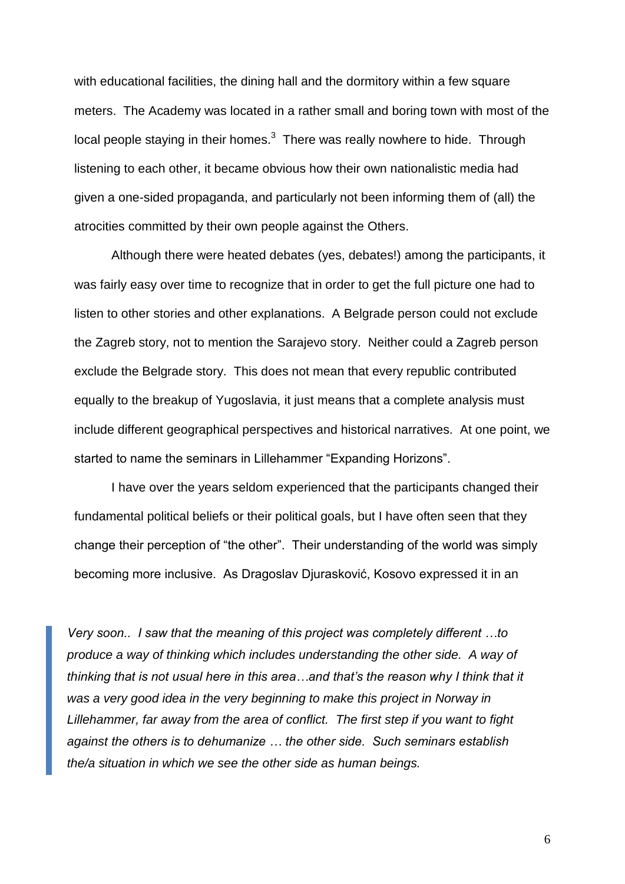with educational facilities, the dining hall and the dormitory within a few square meters. The Academy was located in a rather small and boring town with most of the local people staying in their homes.[3] There was really nowhere to hide. Through listening to each other, it became obvious how their own nationalistic media had given a one-sided propaganda, and particularly not been informing them of (all) the atrocities committed by their own people against the Others.

Although there were heated debates (yes, debates!) among the participants, it was fairly easy over time to recognize that in order to get the full picture one had to listen to other stories and other explanations. A Belgrade person could not exclude the Zagreb story, not to mention the Sarajevo story. Neither could a Zagreb person exclude the Belgrade story. This does not mean that every republic contributed equally to the breakup of Yugoslavia, it just means that a complete analysis must include different geographical perspectives and historical narratives. At one point, we started to name the seminars in Lillehammer "Expanding Horizons".

I have over the years seldom experienced that the participants changed their fundamental political beliefs or their political goals, but I have often seen that they change their perception of "the other". Their understanding of the world was simply becoming more inclusive. As Dragoslav Djurasković, Kosovo expressed it in an

> *Very soon.. I saw that the meaning of this project was completely different …to produce a way of thinking which includes understanding the other side. A way of thinking that is not usual here in this area…and that's the reason why I think that it was a very good idea in the very beginning to make this project in Norway in Lillehammer, far away from the area of conflict. The first step if you want to fight against the others is to dehumanize … the other side. Such seminars establish the/a situation in which we see the other side as human beings.*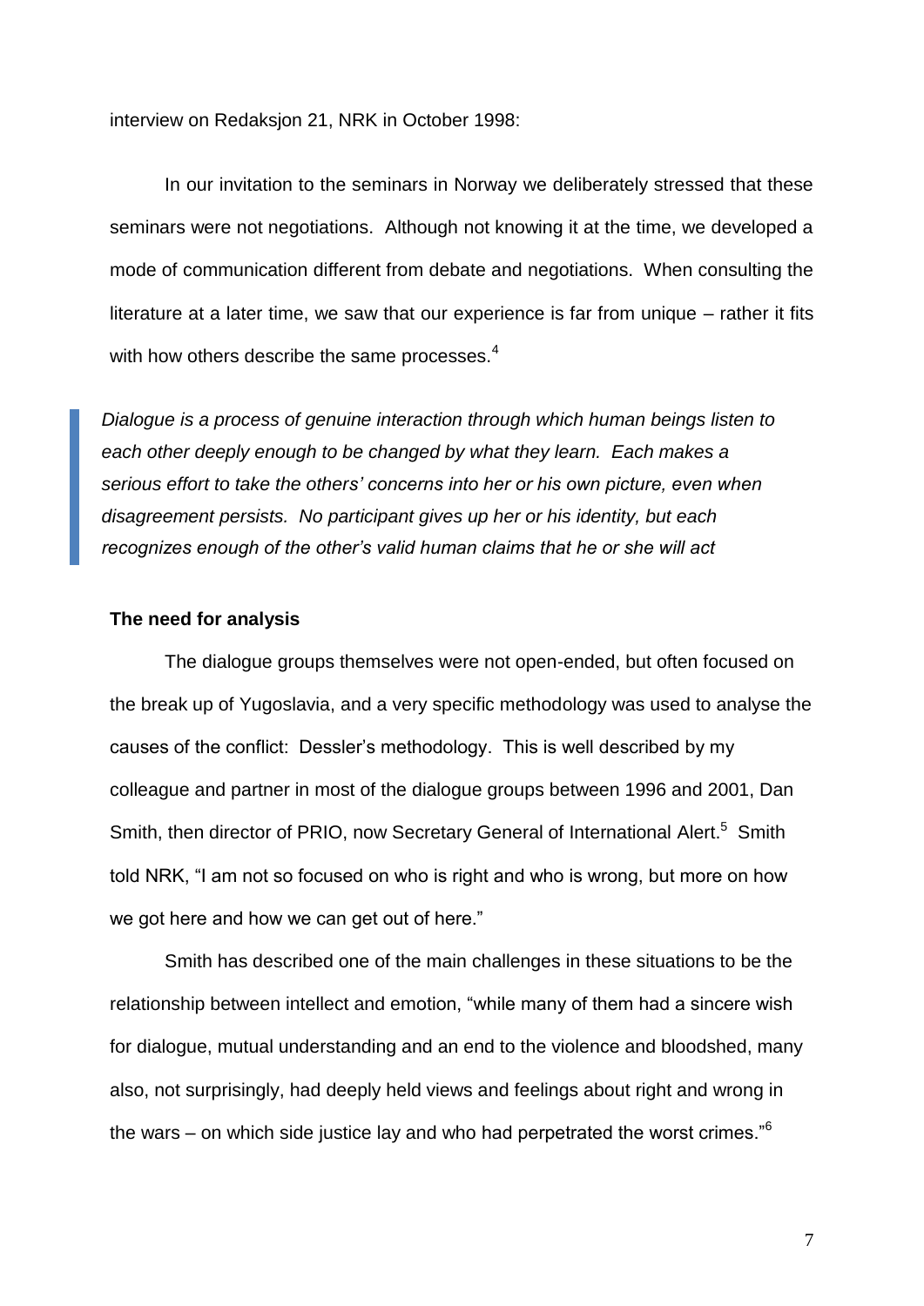interview on Redaksjon 21, NRK in October 1998:

In our invitation to the seminars in Norway we deliberately stressed that these seminars were not negotiations. Although not knowing it at the time, we developed a mode of communication different from debate and negotiations. When consulting the literature at a later time, we saw that our experience is far from unique – rather it fits with how others describe the same processes.[4]

> *Dialogue is a process of genuine interaction through which human beings listen to each other deeply enough to be changed by what they learn. Each makes a serious effort to take the others' concerns into her or his own picture, even when disagreement persists. No participant gives up her or his identity, but each recognizes enough of the other's valid human claims that he or she will act*

**The need for analysis**

The dialogue groups themselves were not open-ended, but often focused on the break up of Yugoslavia, and a very specific methodology was used to analyse the causes of the conflict: Dessler's methodology. This is well described by my colleague and partner in most of the dialogue groups between 1996 and 2001, Dan Smith, then director of PRIO, now Secretary General of International Alert.[5] Smith told NRK, "I am not so focused on who is right and who is wrong, but more on how we got here and how we can get out of here."

Smith has described one of the main challenges in these situations to be the relationship between intellect and emotion, "while many of them had a sincere wish for dialogue, mutual understanding and an end to the violence and bloodshed, many also, not surprisingly, had deeply held views and feelings about right and wrong in the wars – on which side justice lay and who had perpetrated the worst crimes."[6]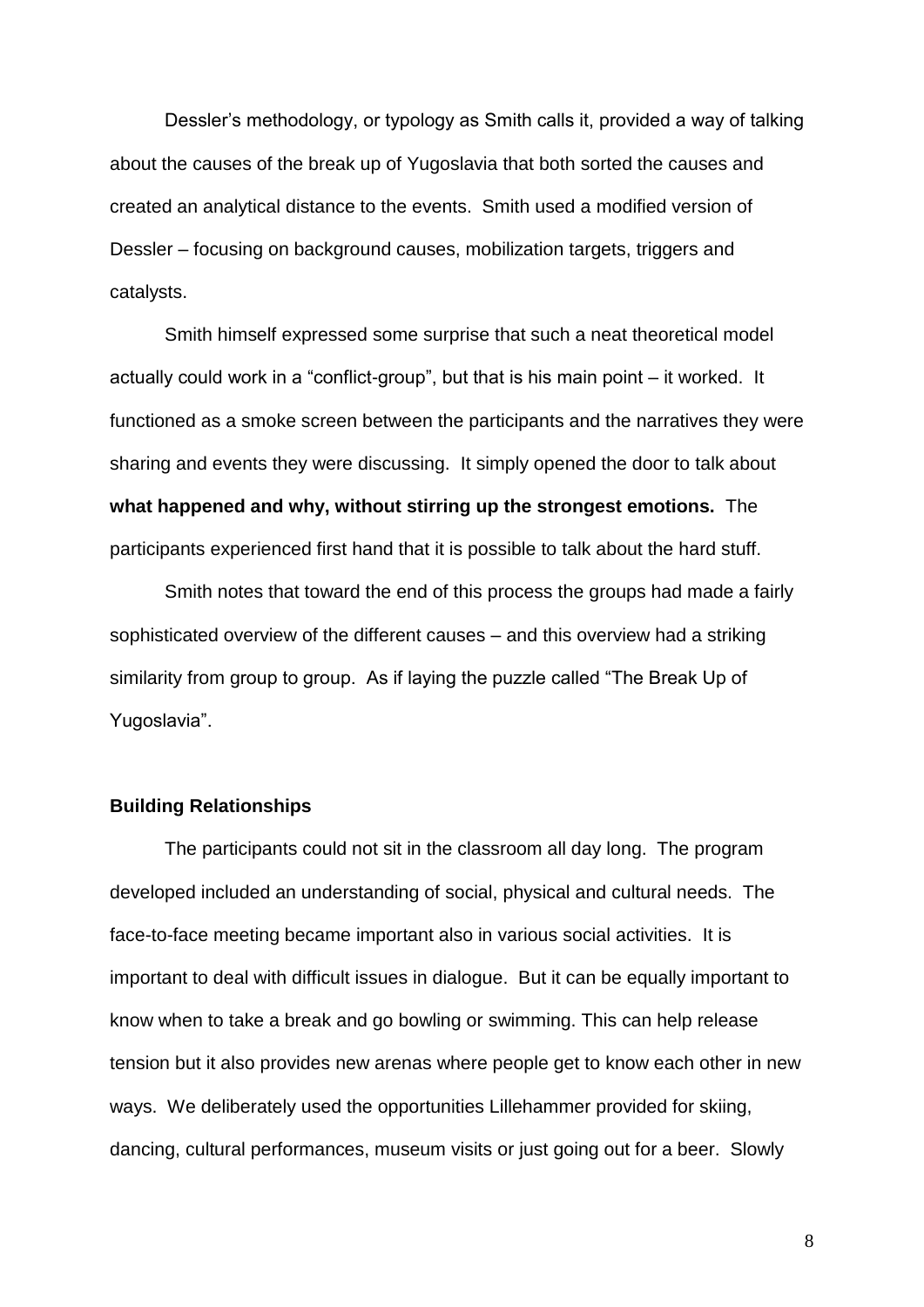Dessler's methodology, or typology as Smith calls it, provided a way of talking about the causes of the break up of Yugoslavia that both sorted the causes and created an analytical distance to the events. Smith used a modified version of Dessler – focusing on background causes, mobilization targets, triggers and catalysts.

Smith himself expressed some surprise that such a neat theoretical model actually could work in a "conflict-group", but that is his main point – it worked. It functioned as a smoke screen between the participants and the narratives they were sharing and events they were discussing. It simply opened the door to talk about **what happened and why, without stirring up the strongest emotions.** The participants experienced first hand that it is possible to talk about the hard stuff.

Smith notes that toward the end of this process the groups had made a fairly sophisticated overview of the different causes – and this overview had a striking similarity from group to group. As if laying the puzzle called "The Break Up of Yugoslavia".

**Building Relationships**

The participants could not sit in the classroom all day long. The program developed included an understanding of social, physical and cultural needs. The face-to-face meeting became important also in various social activities. It is important to deal with difficult issues in dialogue. But it can be equally important to know when to take a break and go bowling or swimming. This can help release tension but it also provides new arenas where people get to know each other in new ways. We deliberately used the opportunities Lillehammer provided for skiing, dancing, cultural performances, museum visits or just going out for a beer. Slowly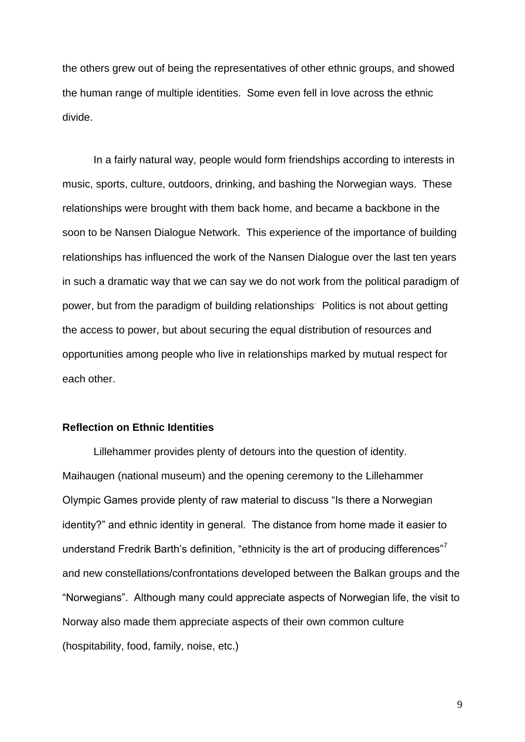the others grew out of being the representatives of other ethnic groups, and showed the human range of multiple identities. Some even fell in love across the ethnic divide.

In a fairly natural way, people would form friendships according to interests in music, sports, culture, outdoors, drinking, and bashing the Norwegian ways. These relationships were brought with them back home, and became a backbone in the soon to be Nansen Dialogue Network. This experience of the importance of building relationships has influenced the work of the Nansen Dialogue over the last ten years in such a dramatic way that we can say we do not work from the political paradigm of power, but from the paradigm of building relationships. Politics is not about getting the access to power, but about securing the equal distribution of resources and opportunities among people who live in relationships marked by mutual respect for each other.

**Reflection on Ethnic Identities**

Lillehammer provides plenty of detours into the question of identity. Maihaugen (national museum) and the opening ceremony to the Lillehammer Olympic Games provide plenty of raw material to discuss "Is there a Norwegian identity?" and ethnic identity in general. The distance from home made it easier to understand Fredrik Barth's definition, "ethnicity is the art of producing differences"[7] and new constellations/confrontations developed between the Balkan groups and the "Norwegians". Although many could appreciate aspects of Norwegian life, the visit to Norway also made them appreciate aspects of their own common culture (hospitability, food, family, noise, etc.)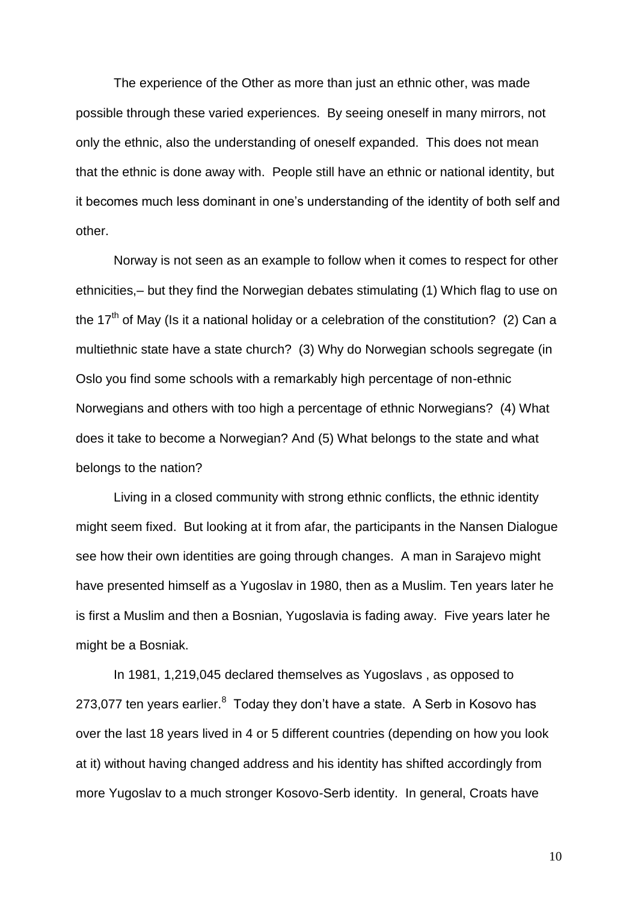The experience of the Other as more than just an ethnic other, was made possible through these varied experiences. By seeing oneself in many mirrors, not only the ethnic, also the understanding of oneself expanded. This does not mean that the ethnic is done away with. People still have an ethnic or national identity, but it becomes much less dominant in one's understanding of the identity of both self and other.

Norway is not seen as an example to follow when it comes to respect for other ethnicities,– but they find the Norwegian debates stimulating (1) Which flag to use on the 17th of May (Is it a national holiday or a celebration of the constitution? (2) Can a multiethnic state have a state church? (3) Why do Norwegian schools segregate (in Oslo you find some schools with a remarkably high percentage of non-ethnic Norwegians and others with too high a percentage of ethnic Norwegians? (4) What does it take to become a Norwegian? And (5) What belongs to the state and what belongs to the nation?

Living in a closed community with strong ethnic conflicts, the ethnic identity might seem fixed. But looking at it from afar, the participants in the Nansen Dialogue see how their own identities are going through changes. A man in Sarajevo might have presented himself as a Yugoslav in 1980, then as a Muslim. Ten years later he is first a Muslim and then a Bosnian, Yugoslavia is fading away. Five years later he might be a Bosniak.

In 1981, 1,219,045 declared themselves as Yugoslavs , as opposed to 273,077 ten years earlier.[8] Today they don't have a state. A Serb in Kosovo has over the last 18 years lived in 4 or 5 different countries (depending on how you look at it) without having changed address and his identity has shifted accordingly from more Yugoslav to a much stronger Kosovo-Serb identity. In general, Croats have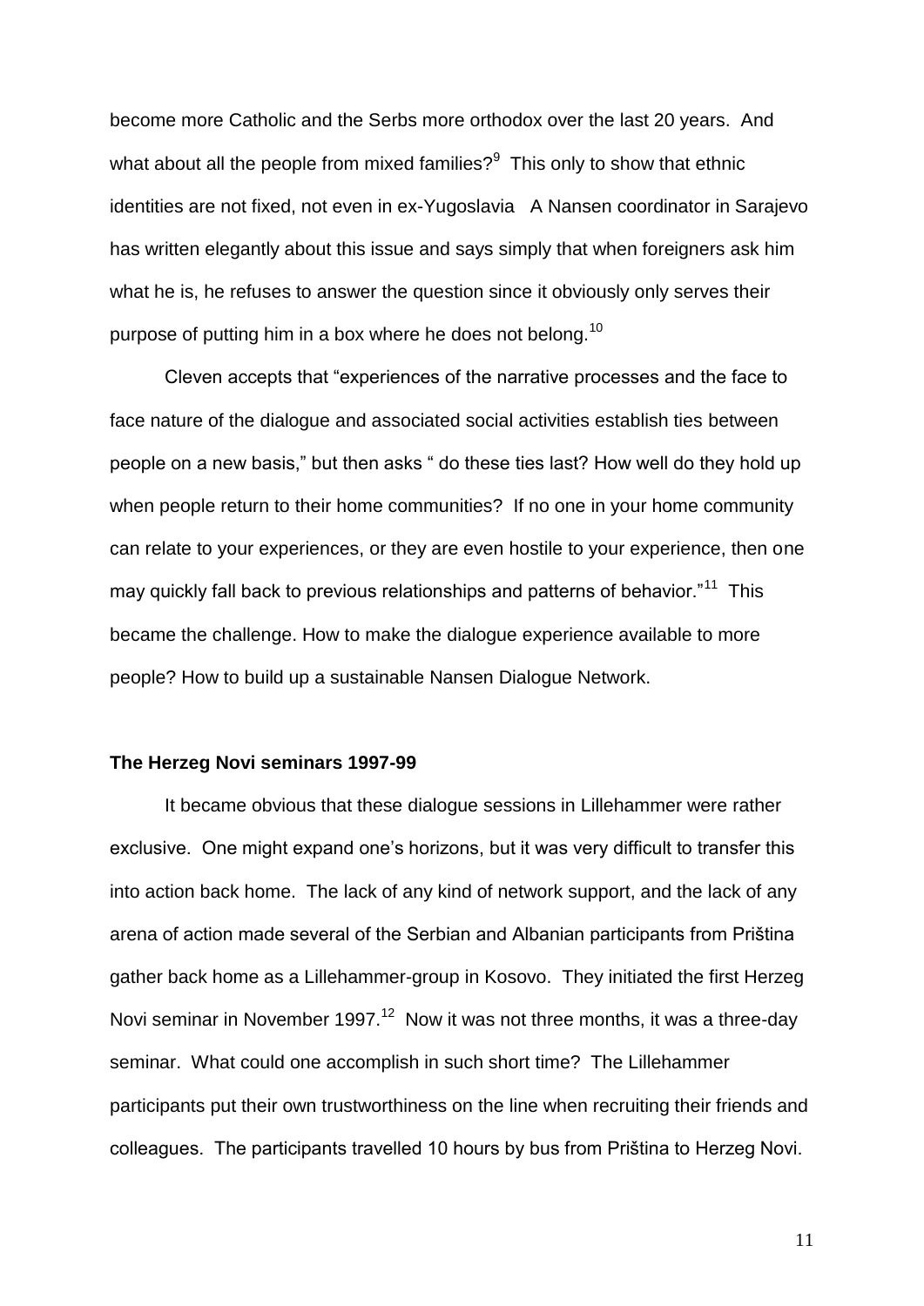become more Catholic and the Serbs more orthodox over the last 20 years. And what about all the people from mixed families?[9] This only to show that ethnic identities are not fixed, not even in ex-Yugoslavia A Nansen coordinator in Sarajevo has written elegantly about this issue and says simply that when foreigners ask him what he is, he refuses to answer the question since it obviously only serves their purpose of putting him in a box where he does not belong.[10]

Cleven accepts that "experiences of the narrative processes and the face to face nature of the dialogue and associated social activities establish ties between people on a new basis," but then asks " do these ties last? How well do they hold up when people return to their home communities? If no one in your home community can relate to your experiences, or they are even hostile to your experience, then one may quickly fall back to previous relationships and patterns of behavior."[11] This became the challenge. How to make the dialogue experience available to more people? How to build up a sustainable Nansen Dialogue Network.

**The Herzeg Novi seminars 1997-99**

It became obvious that these dialogue sessions in Lillehammer were rather exclusive. One might expand one's horizons, but it was very difficult to transfer this into action back home. The lack of any kind of network support, and the lack of any arena of action made several of the Serbian and Albanian participants from Priština gather back home as a Lillehammer-group in Kosovo. They initiated the first Herzeg Novi seminar in November 1997.[12] Now it was not three months, it was a three-day seminar. What could one accomplish in such short time? The Lillehammer participants put their own trustworthiness on the line when recruiting their friends and colleagues. The participants travelled 10 hours by bus from Priština to Herzeg Novi.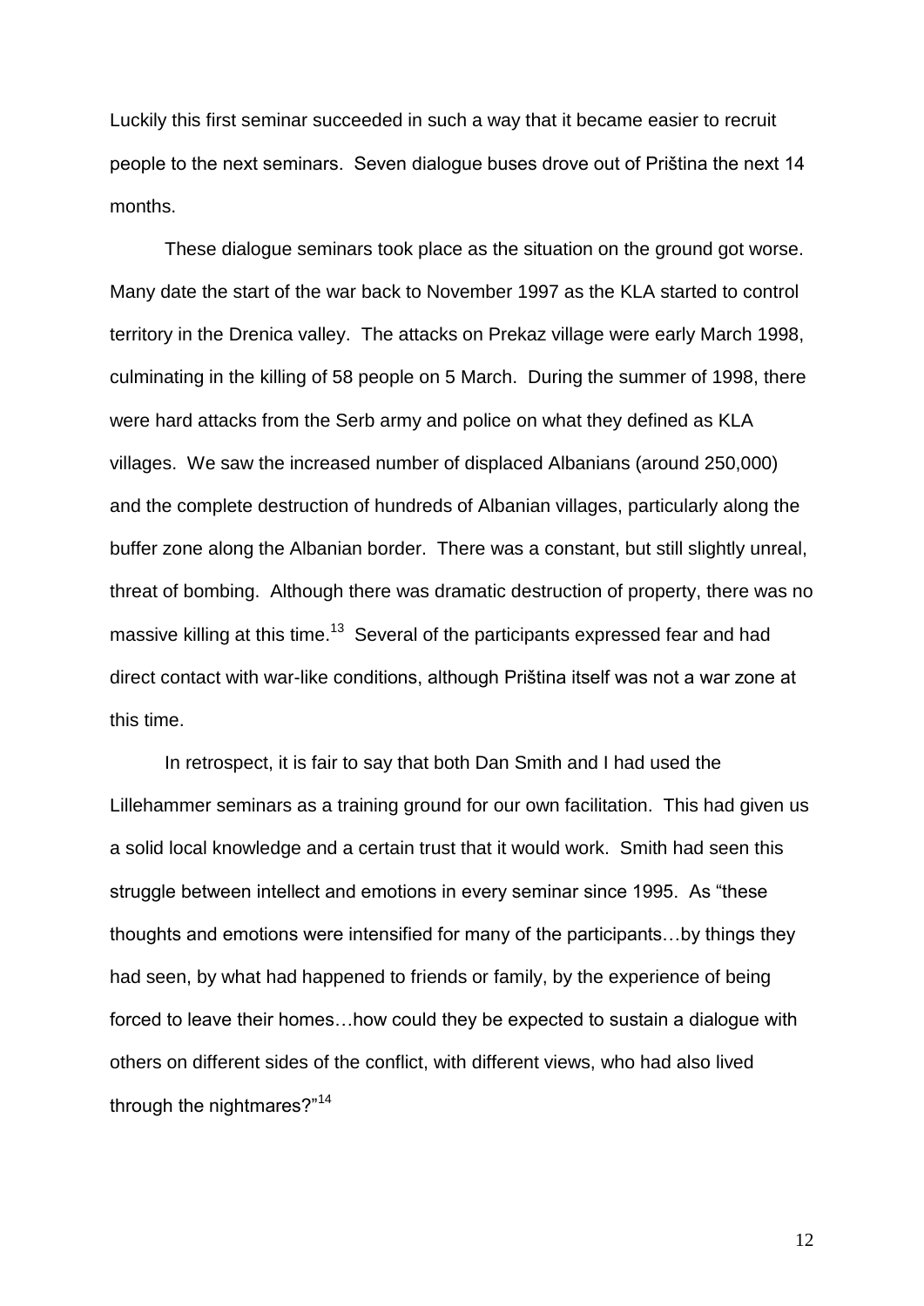Luckily this first seminar succeeded in such a way that it became easier to recruit people to the next seminars. Seven dialogue buses drove out of Priština the next 14 months.

These dialogue seminars took place as the situation on the ground got worse. Many date the start of the war back to November 1997 as the KLA started to control territory in the Drenica valley. The attacks on Prekaz village were early March 1998, culminating in the killing of 58 people on 5 March. During the summer of 1998, there were hard attacks from the Serb army and police on what they defined as KLA villages. We saw the increased number of displaced Albanians (around 250,000) and the complete destruction of hundreds of Albanian villages, particularly along the buffer zone along the Albanian border. There was a constant, but still slightly unreal, threat of bombing. Although there was dramatic destruction of property, there was no massive killing at this time.[13] Several of the participants expressed fear and had direct contact with war-like conditions, although Priština itself was not a war zone at this time.

In retrospect, it is fair to say that both Dan Smith and I had used the Lillehammer seminars as a training ground for our own facilitation. This had given us a solid local knowledge and a certain trust that it would work. Smith had seen this struggle between intellect and emotions in every seminar since 1995. As "these thoughts and emotions were intensified for many of the participants…by things they had seen, by what had happened to friends or family, by the experience of being forced to leave their homes…how could they be expected to sustain a dialogue with others on different sides of the conflict, with different views, who had also lived through the nightmares?"[14]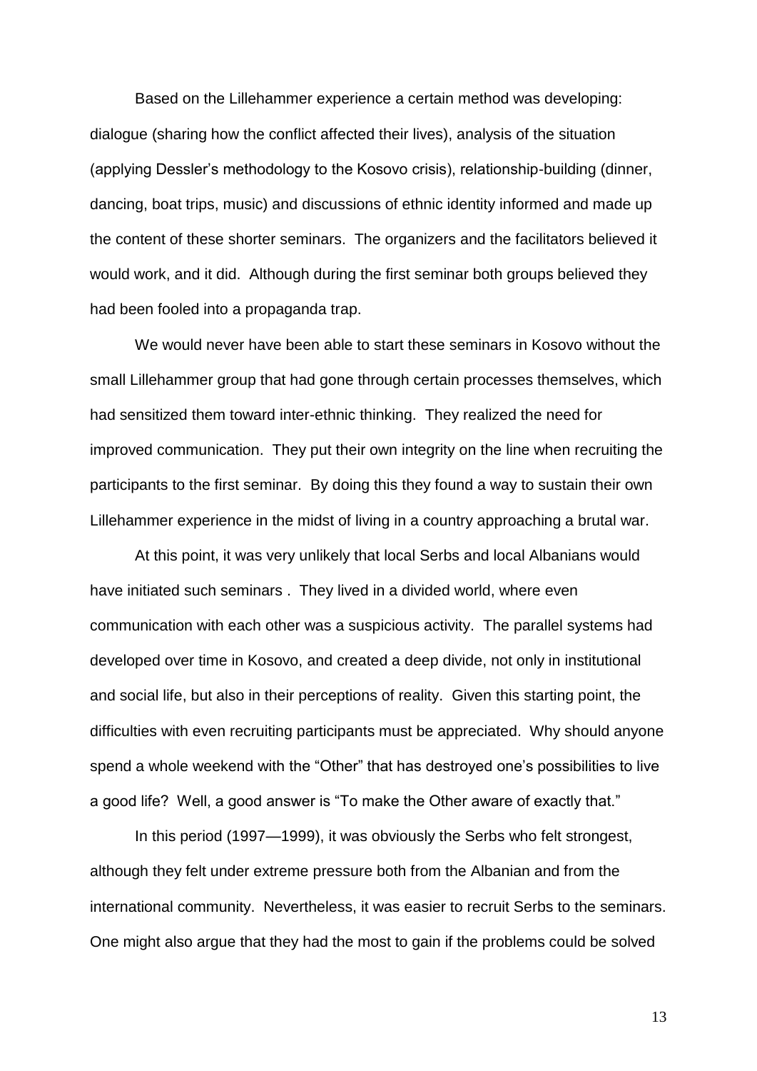Based on the Lillehammer experience a certain method was developing: dialogue (sharing how the conflict affected their lives), analysis of the situation (applying Dessler's methodology to the Kosovo crisis), relationship-building (dinner, dancing, boat trips, music) and discussions of ethnic identity informed and made up the content of these shorter seminars. The organizers and the facilitators believed it would work, and it did. Although during the first seminar both groups believed they had been fooled into a propaganda trap.

We would never have been able to start these seminars in Kosovo without the small Lillehammer group that had gone through certain processes themselves, which had sensitized them toward inter-ethnic thinking. They realized the need for improved communication. They put their own integrity on the line when recruiting the participants to the first seminar. By doing this they found a way to sustain their own Lillehammer experience in the midst of living in a country approaching a brutal war.

At this point, it was very unlikely that local Serbs and local Albanians would have initiated such seminars . They lived in a divided world, where even communication with each other was a suspicious activity. The parallel systems had developed over time in Kosovo, and created a deep divide, not only in institutional and social life, but also in their perceptions of reality. Given this starting point, the difficulties with even recruiting participants must be appreciated. Why should anyone spend a whole weekend with the "Other" that has destroyed one's possibilities to live a good life? Well, a good answer is "To make the Other aware of exactly that."

In this period (1997—1999), it was obviously the Serbs who felt strongest, although they felt under extreme pressure both from the Albanian and from the international community. Nevertheless, it was easier to recruit Serbs to the seminars. One might also argue that they had the most to gain if the problems could be solved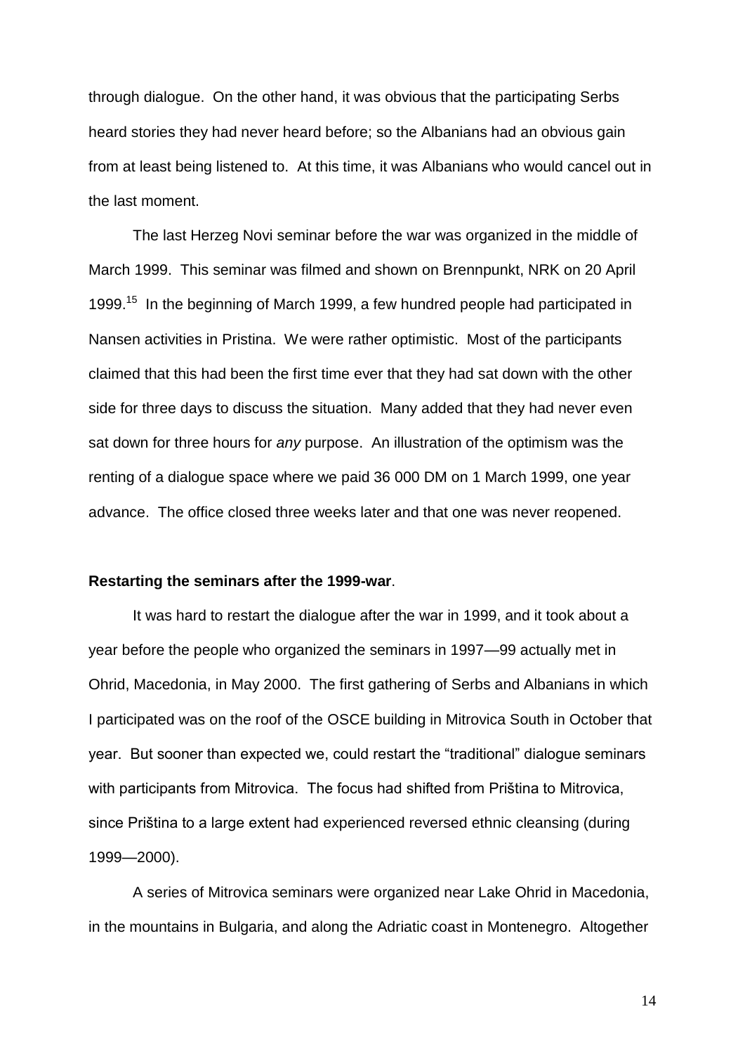through dialogue. On the other hand, it was obvious that the participating Serbs heard stories they had never heard before; so the Albanians had an obvious gain from at least being listened to. At this time, it was Albanians who would cancel out in the last moment.

The last Herzeg Novi seminar before the war was organized in the middle of March 1999. This seminar was filmed and shown on Brennpunkt, NRK on 20 April 1999.[15] In the beginning of March 1999, a few hundred people had participated in Nansen activities in Pristina. We were rather optimistic. Most of the participants claimed that this had been the first time ever that they had sat down with the other side for three days to discuss the situation. Many added that they had never even sat down for three hours for *any* purpose. An illustration of the optimism was the renting of a dialogue space where we paid 36 000 DM on 1 March 1999, one year advance. The office closed three weeks later and that one was never reopened.

**Restarting the seminars after the 1999-war**.

It was hard to restart the dialogue after the war in 1999, and it took about a year before the people who organized the seminars in 1997—99 actually met in Ohrid, Macedonia, in May 2000. The first gathering of Serbs and Albanians in which I participated was on the roof of the OSCE building in Mitrovica South in October that year. But sooner than expected we, could restart the "traditional" dialogue seminars with participants from Mitrovica. The focus had shifted from Priština to Mitrovica, since Priština to a large extent had experienced reversed ethnic cleansing (during 1999—2000).

A series of Mitrovica seminars were organized near Lake Ohrid in Macedonia, in the mountains in Bulgaria, and along the Adriatic coast in Montenegro. Altogether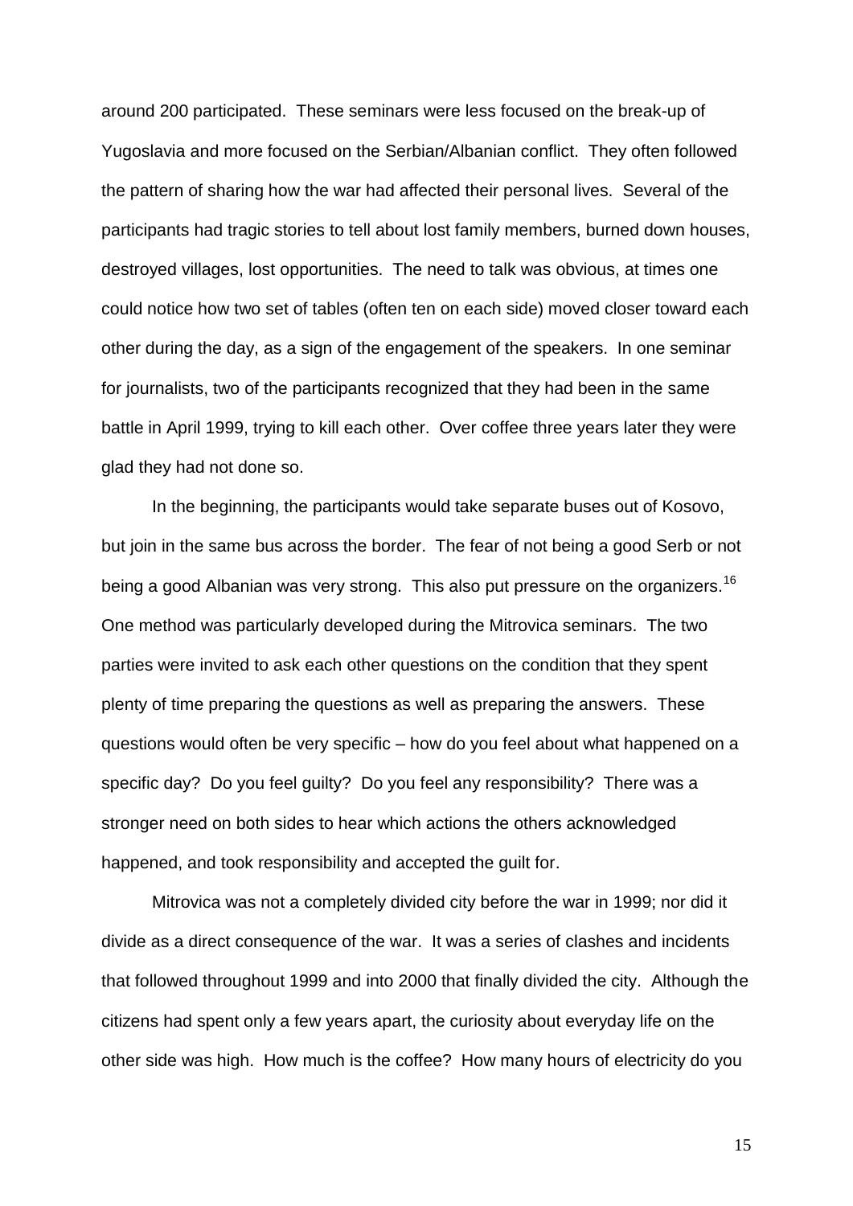around 200 participated. These seminars were less focused on the break-up of Yugoslavia and more focused on the Serbian/Albanian conflict. They often followed the pattern of sharing how the war had affected their personal lives. Several of the participants had tragic stories to tell about lost family members, burned down houses, destroyed villages, lost opportunities. The need to talk was obvious, at times one could notice how two set of tables (often ten on each side) moved closer toward each other during the day, as a sign of the engagement of the speakers. In one seminar for journalists, two of the participants recognized that they had been in the same battle in April 1999, trying to kill each other. Over coffee three years later they were glad they had not done so.

In the beginning, the participants would take separate buses out of Kosovo, but join in the same bus across the border. The fear of not being a good Serb or not being a good Albanian was very strong. This also put pressure on the organizers.[16] One method was particularly developed during the Mitrovica seminars. The two parties were invited to ask each other questions on the condition that they spent plenty of time preparing the questions as well as preparing the answers. These questions would often be very specific – how do you feel about what happened on a specific day? Do you feel guilty? Do you feel any responsibility? There was a stronger need on both sides to hear which actions the others acknowledged happened, and took responsibility and accepted the guilt for.

Mitrovica was not a completely divided city before the war in 1999; nor did it divide as a direct consequence of the war. It was a series of clashes and incidents that followed throughout 1999 and into 2000 that finally divided the city. Although the citizens had spent only a few years apart, the curiosity about everyday life on the other side was high. How much is the coffee? How many hours of electricity do you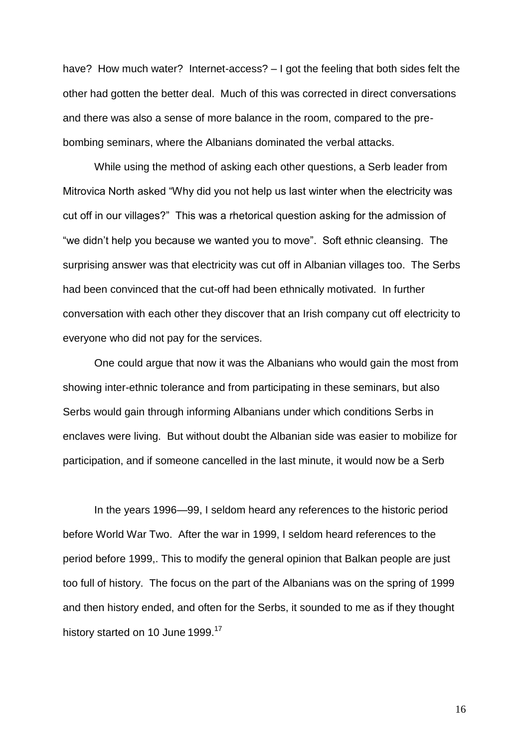have? How much water? Internet-access? – I got the feeling that both sides felt the other had gotten the better deal. Much of this was corrected in direct conversations and there was also a sense of more balance in the room, compared to the pre-bombing seminars, where the Albanians dominated the verbal attacks.

While using the method of asking each other questions, a Serb leader from Mitrovica North asked "Why did you not help us last winter when the electricity was cut off in our villages?" This was a rhetorical question asking for the admission of "we didn't help you because we wanted you to move". Soft ethnic cleansing. The surprising answer was that electricity was cut off in Albanian villages too. The Serbs had been convinced that the cut-off had been ethnically motivated. In further conversation with each other they discover that an Irish company cut off electricity to everyone who did not pay for the services.

One could argue that now it was the Albanians who would gain the most from showing inter-ethnic tolerance and from participating in these seminars, but also Serbs would gain through informing Albanians under which conditions Serbs in enclaves were living. But without doubt the Albanian side was easier to mobilize for participation, and if someone cancelled in the last minute, it would now be a Serb

In the years 1996—99, I seldom heard any references to the historic period before World War Two. After the war in 1999, I seldom heard references to the period before 1999,. This to modify the general opinion that Balkan people are just too full of history. The focus on the part of the Albanians was on the spring of 1999 and then history ended, and often for the Serbs, it sounded to me as if they thought history started on 10 June 1999.[17]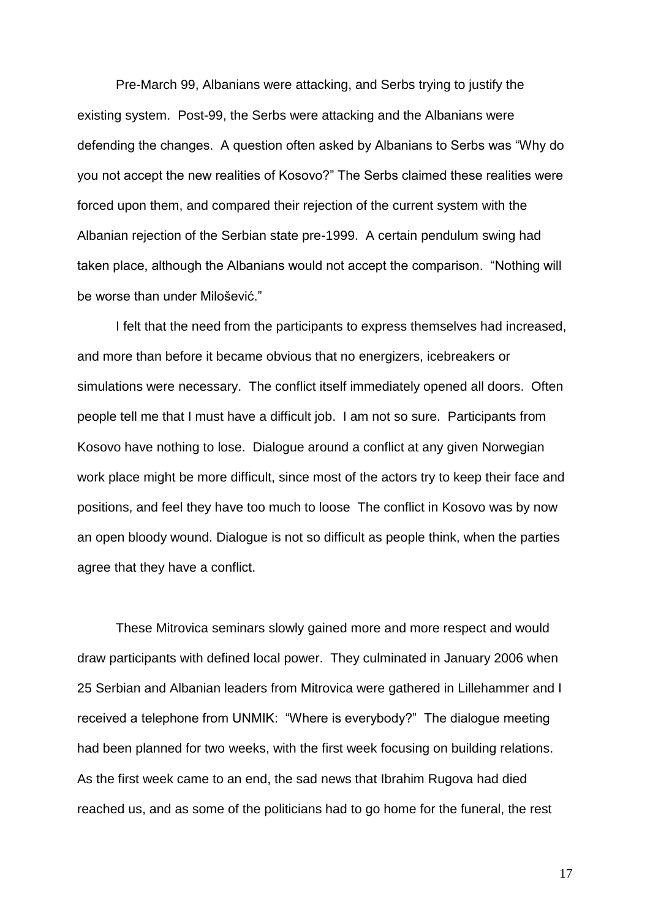Pre-March 99, Albanians were attacking, and Serbs trying to justify the existing system. Post-99, the Serbs were attacking and the Albanians were defending the changes. A question often asked by Albanians to Serbs was "Why do you not accept the new realities of Kosovo?" The Serbs claimed these realities were forced upon them, and compared their rejection of the current system with the Albanian rejection of the Serbian state pre-1999. A certain pendulum swing had taken place, although the Albanians would not accept the comparison. "Nothing will be worse than under Milošević."

I felt that the need from the participants to express themselves had increased, and more than before it became obvious that no energizers, icebreakers or simulations were necessary. The conflict itself immediately opened all doors. Often people tell me that I must have a difficult job. I am not so sure. Participants from Kosovo have nothing to lose. Dialogue around a conflict at any given Norwegian work place might be more difficult, since most of the actors try to keep their face and positions, and feel they have too much to loose The conflict in Kosovo was by now an open bloody wound. Dialogue is not so difficult as people think, when the parties agree that they have a conflict.

These Mitrovica seminars slowly gained more and more respect and would draw participants with defined local power. They culminated in January 2006 when 25 Serbian and Albanian leaders from Mitrovica were gathered in Lillehammer and I received a telephone from UNMIK: "Where is everybody?" The dialogue meeting had been planned for two weeks, with the first week focusing on building relations. As the first week came to an end, the sad news that Ibrahim Rugova had died reached us, and as some of the politicians had to go home for the funeral, the rest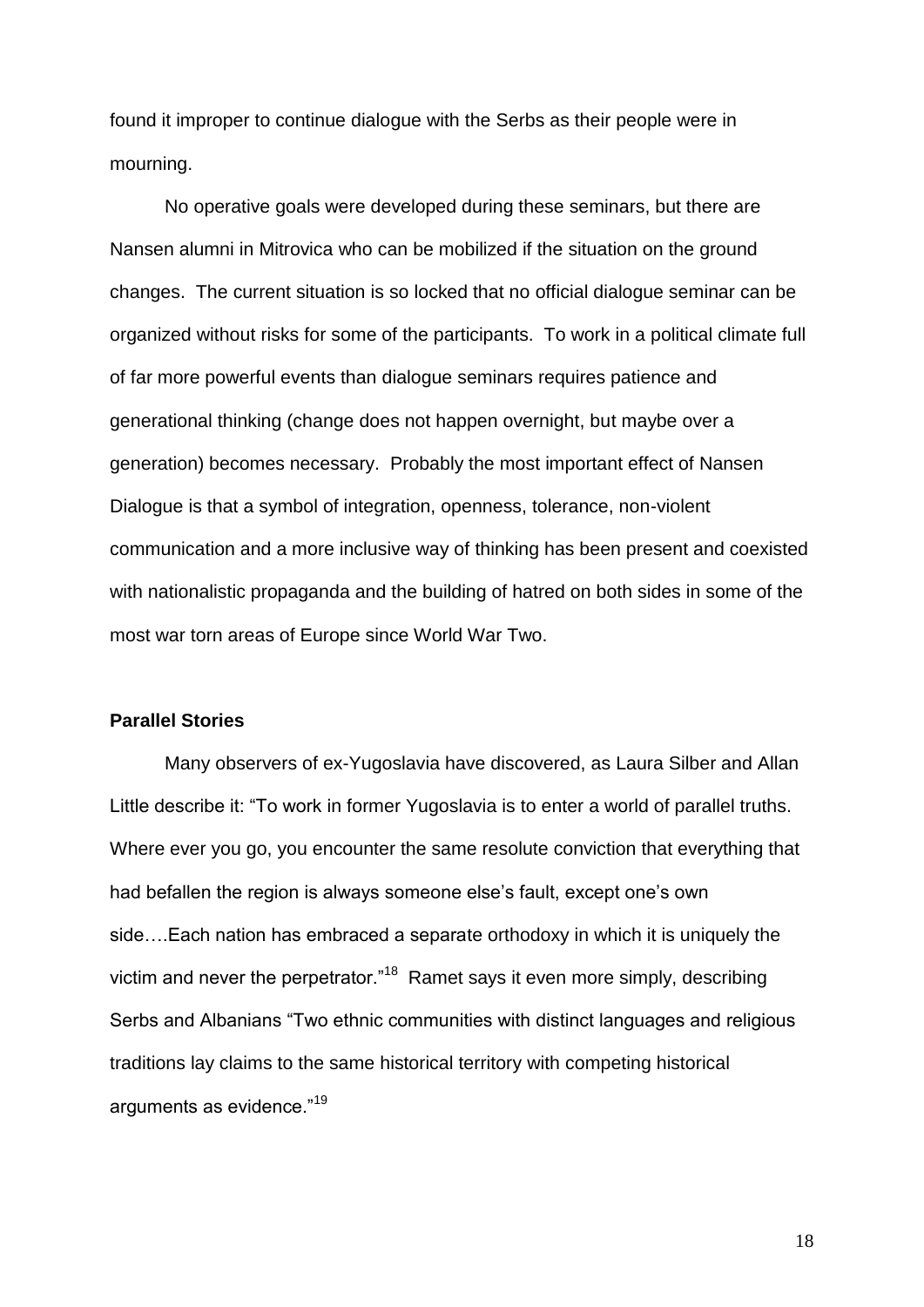found it improper to continue dialogue with the Serbs as their people were in mourning.

No operative goals were developed during these seminars, but there are Nansen alumni in Mitrovica who can be mobilized if the situation on the ground changes. The current situation is so locked that no official dialogue seminar can be organized without risks for some of the participants. To work in a political climate full of far more powerful events than dialogue seminars requires patience and generational thinking (change does not happen overnight, but maybe over a generation) becomes necessary. Probably the most important effect of Nansen Dialogue is that a symbol of integration, openness, tolerance, non-violent communication and a more inclusive way of thinking has been present and coexisted with nationalistic propaganda and the building of hatred on both sides in some of the most war torn areas of Europe since World War Two.

**Parallel Stories**

Many observers of ex-Yugoslavia have discovered, as Laura Silber and Allan Little describe it: "To work in former Yugoslavia is to enter a world of parallel truths. Where ever you go, you encounter the same resolute conviction that everything that had befallen the region is always someone else's fault, except one's own side….Each nation has embraced a separate orthodoxy in which it is uniquely the victim and never the perpetrator."[18] Ramet says it even more simply, describing Serbs and Albanians "Two ethnic communities with distinct languages and religious traditions lay claims to the same historical territory with competing historical arguments as evidence."[19]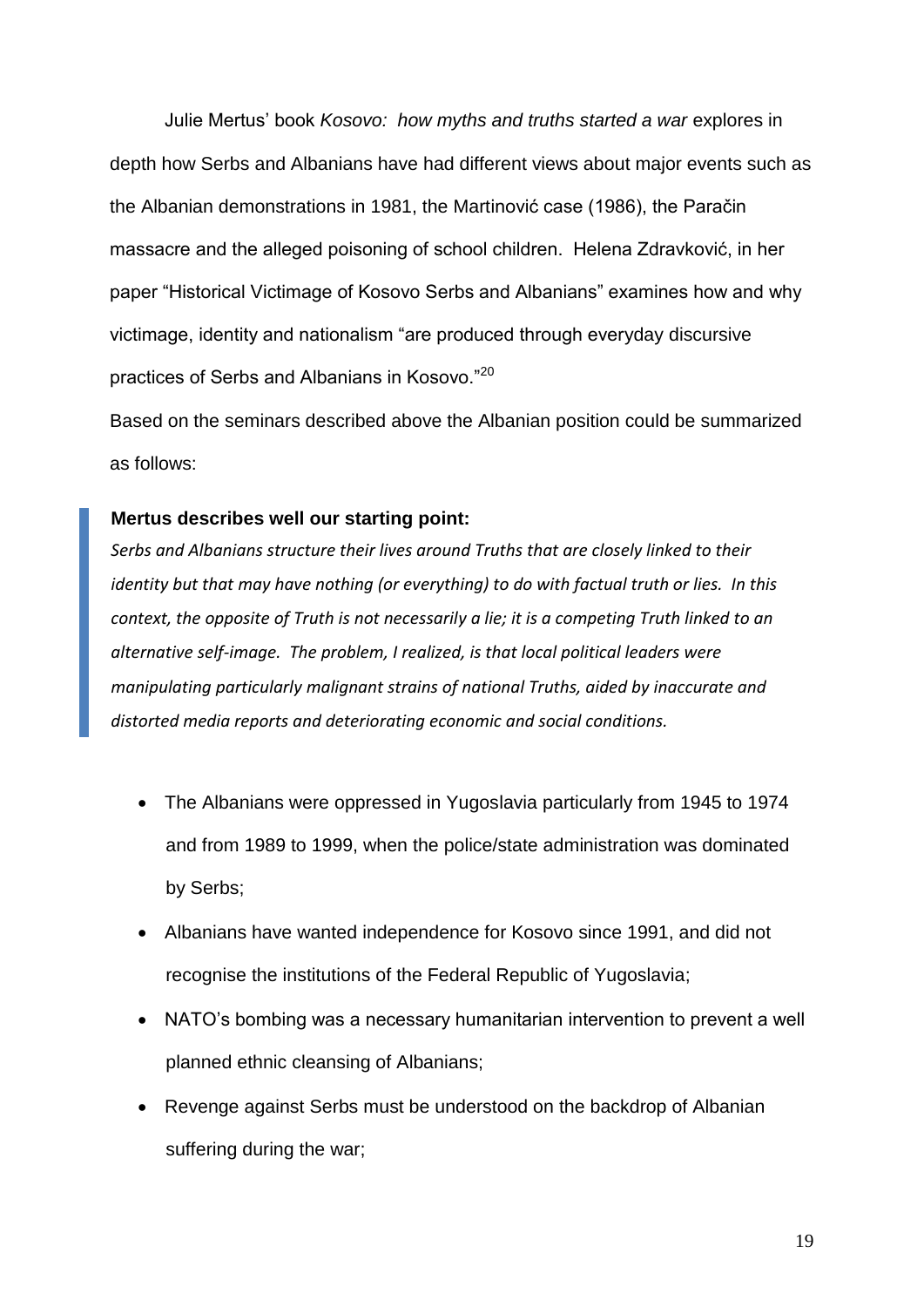Julie Mertus' book *Kosovo: how myths and truths started a war* explores in depth how Serbs and Albanians have had different views about major events such as the Albanian demonstrations in 1981, the Martinović case (1986), the Paračin massacre and the alleged poisoning of school children. Helena Zdravković, in her paper "Historical Victimage of Kosovo Serbs and Albanians" examines how and why victimage, identity and nationalism "are produced through everyday discursive practices of Serbs and Albanians in Kosovo."[20]

Based on the seminars described above the Albanian position could be summarized as follows:

> **Mertus describes well our starting point:**
>
> *Serbs and Albanians structure their lives around Truths that are closely linked to their identity but that may have nothing (or everything) to do with factual truth or lies. In this context, the opposite of Truth is not necessarily a lie; it is a competing Truth linked to an alternative self-image. The problem, I realized, is that local political leaders were manipulating particularly malignant strains of national Truths, aided by inaccurate and distorted media reports and deteriorating economic and social conditions.*

- The Albanians were oppressed in Yugoslavia particularly from 1945 to 1974 and from 1989 to 1999, when the police/state administration was dominated by Serbs;
- Albanians have wanted independence for Kosovo since 1991, and did not recognise the institutions of the Federal Republic of Yugoslavia;
- NATO's bombing was a necessary humanitarian intervention to prevent a well planned ethnic cleansing of Albanians;
- Revenge against Serbs must be understood on the backdrop of Albanian suffering during the war;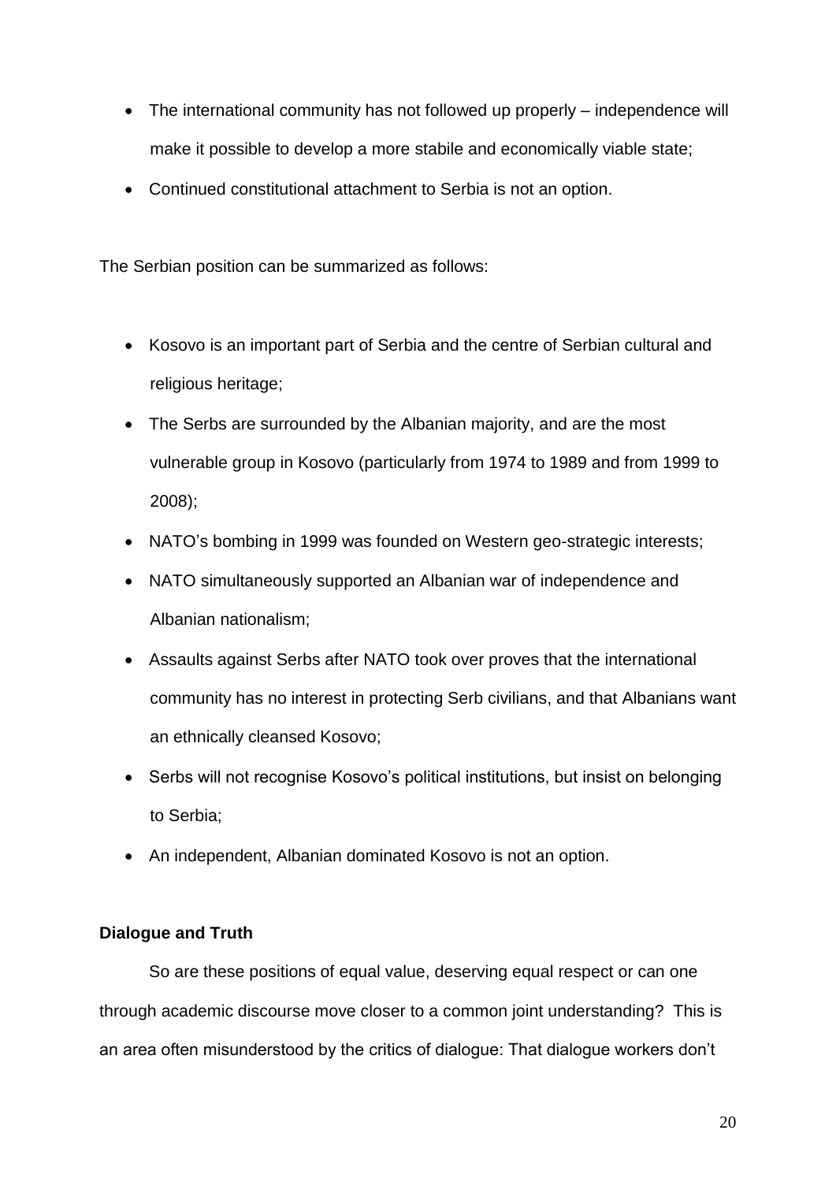- The international community has not followed up properly – independence will make it possible to develop a more stabile and economically viable state;
- Continued constitutional attachment to Serbia is not an option.

The Serbian position can be summarized as follows:

- Kosovo is an important part of Serbia and the centre of Serbian cultural and religious heritage;
- The Serbs are surrounded by the Albanian majority, and are the most vulnerable group in Kosovo (particularly from 1974 to 1989 and from 1999 to 2008);
- NATO's bombing in 1999 was founded on Western geo-strategic interests;
- NATO simultaneously supported an Albanian war of independence and Albanian nationalism;
- Assaults against Serbs after NATO took over proves that the international community has no interest in protecting Serb civilians, and that Albanians want an ethnically cleansed Kosovo;
- Serbs will not recognise Kosovo's political institutions, but insist on belonging to Serbia;
- An independent, Albanian dominated Kosovo is not an option.

**Dialogue and Truth**

So are these positions of equal value, deserving equal respect or can one through academic discourse move closer to a common joint understanding? This is an area often misunderstood by the critics of dialogue: That dialogue workers don't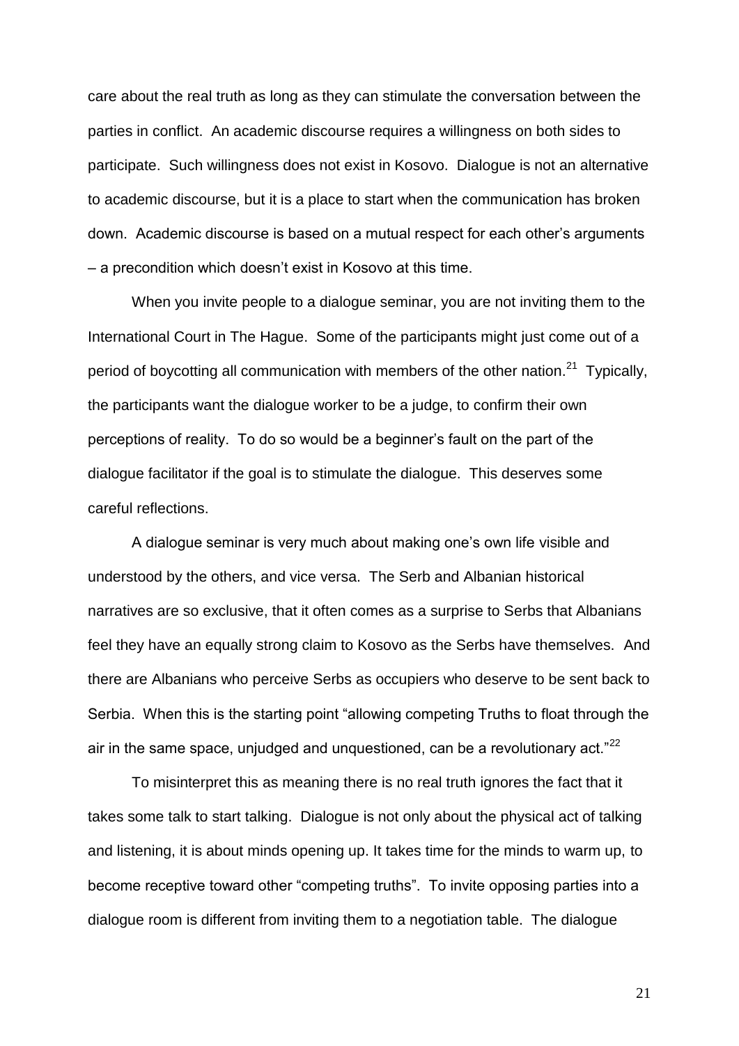care about the real truth as long as they can stimulate the conversation between the parties in conflict. An academic discourse requires a willingness on both sides to participate. Such willingness does not exist in Kosovo. Dialogue is not an alternative to academic discourse, but it is a place to start when the communication has broken down. Academic discourse is based on a mutual respect for each other's arguments – a precondition which doesn't exist in Kosovo at this time.

When you invite people to a dialogue seminar, you are not inviting them to the International Court in The Hague. Some of the participants might just come out of a period of boycotting all communication with members of the other nation.[21] Typically, the participants want the dialogue worker to be a judge, to confirm their own perceptions of reality. To do so would be a beginner's fault on the part of the dialogue facilitator if the goal is to stimulate the dialogue. This deserves some careful reflections.

A dialogue seminar is very much about making one's own life visible and understood by the others, and vice versa. The Serb and Albanian historical narratives are so exclusive, that it often comes as a surprise to Serbs that Albanians feel they have an equally strong claim to Kosovo as the Serbs have themselves. And there are Albanians who perceive Serbs as occupiers who deserve to be sent back to Serbia. When this is the starting point "allowing competing Truths to float through the air in the same space, unjudged and unquestioned, can be a revolutionary act."[22]

To misinterpret this as meaning there is no real truth ignores the fact that it takes some talk to start talking. Dialogue is not only about the physical act of talking and listening, it is about minds opening up. It takes time for the minds to warm up, to become receptive toward other "competing truths". To invite opposing parties into a dialogue room is different from inviting them to a negotiation table. The dialogue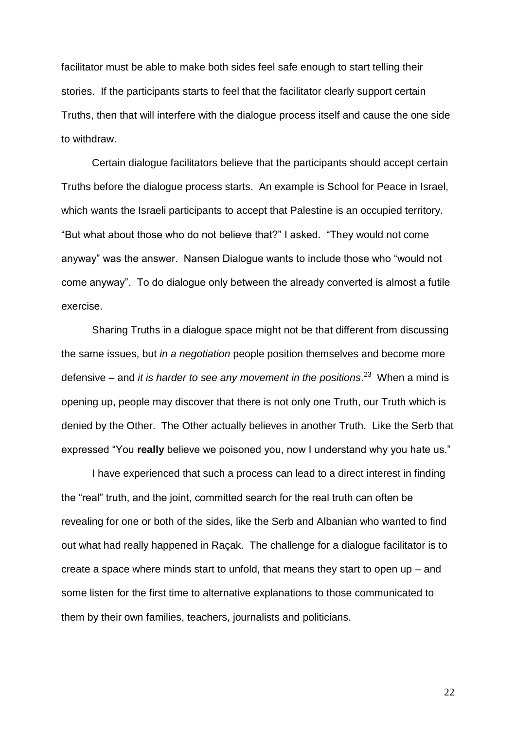facilitator must be able to make both sides feel safe enough to start telling their stories. If the participants starts to feel that the facilitator clearly support certain Truths, then that will interfere with the dialogue process itself and cause the one side to withdraw.

Certain dialogue facilitators believe that the participants should accept certain Truths before the dialogue process starts. An example is School for Peace in Israel, which wants the Israeli participants to accept that Palestine is an occupied territory. "But what about those who do not believe that?" I asked. "They would not come anyway" was the answer. Nansen Dialogue wants to include those who "would not come anyway". To do dialogue only between the already converted is almost a futile exercise.

Sharing Truths in a dialogue space might not be that different from discussing the same issues, but *in a negotiation* people position themselves and become more defensive – and *it is harder to see any movement in the positions*.[23] When a mind is opening up, people may discover that there is not only one Truth, our Truth which is denied by the Other. The Other actually believes in another Truth. Like the Serb that expressed "You **really** believe we poisoned you, now I understand why you hate us."

I have experienced that such a process can lead to a direct interest in finding the "real" truth, and the joint, committed search for the real truth can often be revealing for one or both of the sides, like the Serb and Albanian who wanted to find out what had really happened in Raçak. The challenge for a dialogue facilitator is to create a space where minds start to unfold, that means they start to open up – and some listen for the first time to alternative explanations to those communicated to them by their own families, teachers, journalists and politicians.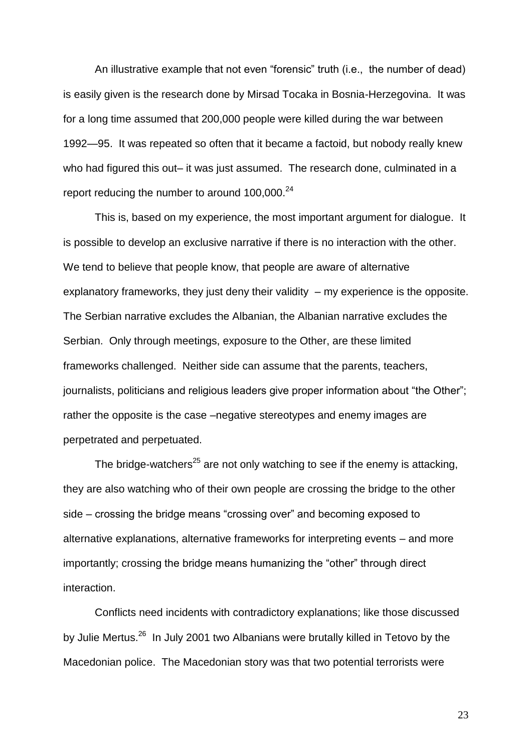An illustrative example that not even "forensic" truth (i.e., the number of dead) is easily given is the research done by Mirsad Tocaka in Bosnia-Herzegovina. It was for a long time assumed that 200,000 people were killed during the war between 1992—95. It was repeated so often that it became a factoid, but nobody really knew who had figured this out– it was just assumed. The research done, culminated in a report reducing the number to around 100,000.[24]

This is, based on my experience, the most important argument for dialogue. It is possible to develop an exclusive narrative if there is no interaction with the other. We tend to believe that people know, that people are aware of alternative explanatory frameworks, they just deny their validity – my experience is the opposite. The Serbian narrative excludes the Albanian, the Albanian narrative excludes the Serbian. Only through meetings, exposure to the Other, are these limited frameworks challenged. Neither side can assume that the parents, teachers, journalists, politicians and religious leaders give proper information about "the Other"; rather the opposite is the case –negative stereotypes and enemy images are perpetrated and perpetuated.

The bridge-watchers[25] are not only watching to see if the enemy is attacking, they are also watching who of their own people are crossing the bridge to the other side – crossing the bridge means "crossing over" and becoming exposed to alternative explanations, alternative frameworks for interpreting events – and more importantly; crossing the bridge means humanizing the "other" through direct interaction.

Conflicts need incidents with contradictory explanations; like those discussed by Julie Mertus.[26] In July 2001 two Albanians were brutally killed in Tetovo by the Macedonian police. The Macedonian story was that two potential terrorists were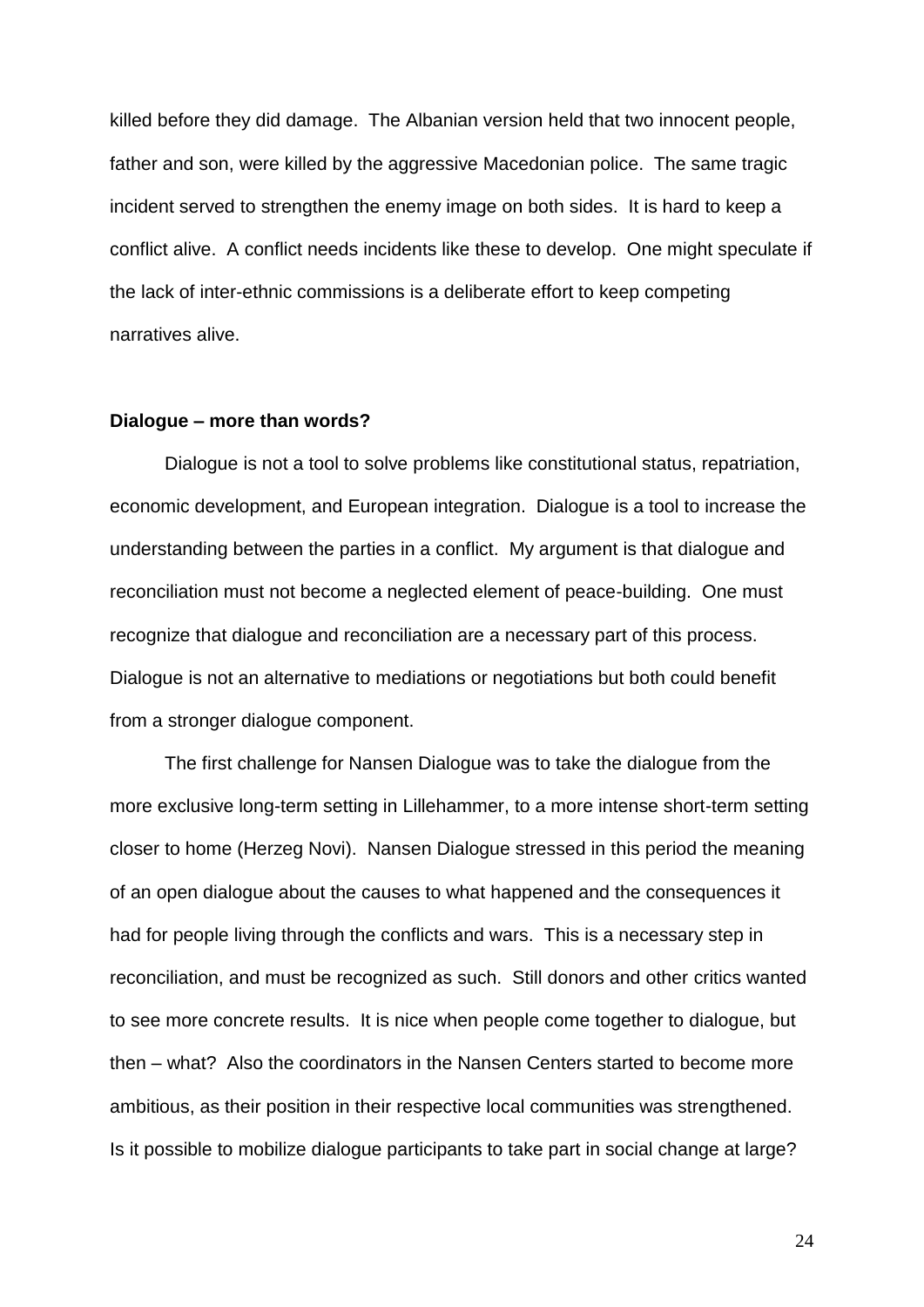killed before they did damage. The Albanian version held that two innocent people, father and son, were killed by the aggressive Macedonian police. The same tragic incident served to strengthen the enemy image on both sides. It is hard to keep a conflict alive. A conflict needs incidents like these to develop. One might speculate if the lack of inter-ethnic commissions is a deliberate effort to keep competing narratives alive.

**Dialogue – more than words?**

Dialogue is not a tool to solve problems like constitutional status, repatriation, economic development, and European integration. Dialogue is a tool to increase the understanding between the parties in a conflict. My argument is that dialogue and reconciliation must not become a neglected element of peace-building. One must recognize that dialogue and reconciliation are a necessary part of this process. Dialogue is not an alternative to mediations or negotiations but both could benefit from a stronger dialogue component.

The first challenge for Nansen Dialogue was to take the dialogue from the more exclusive long-term setting in Lillehammer, to a more intense short-term setting closer to home (Herzeg Novi). Nansen Dialogue stressed in this period the meaning of an open dialogue about the causes to what happened and the consequences it had for people living through the conflicts and wars. This is a necessary step in reconciliation, and must be recognized as such. Still donors and other critics wanted to see more concrete results. It is nice when people come together to dialogue, but then – what? Also the coordinators in the Nansen Centers started to become more ambitious, as their position in their respective local communities was strengthened. Is it possible to mobilize dialogue participants to take part in social change at large?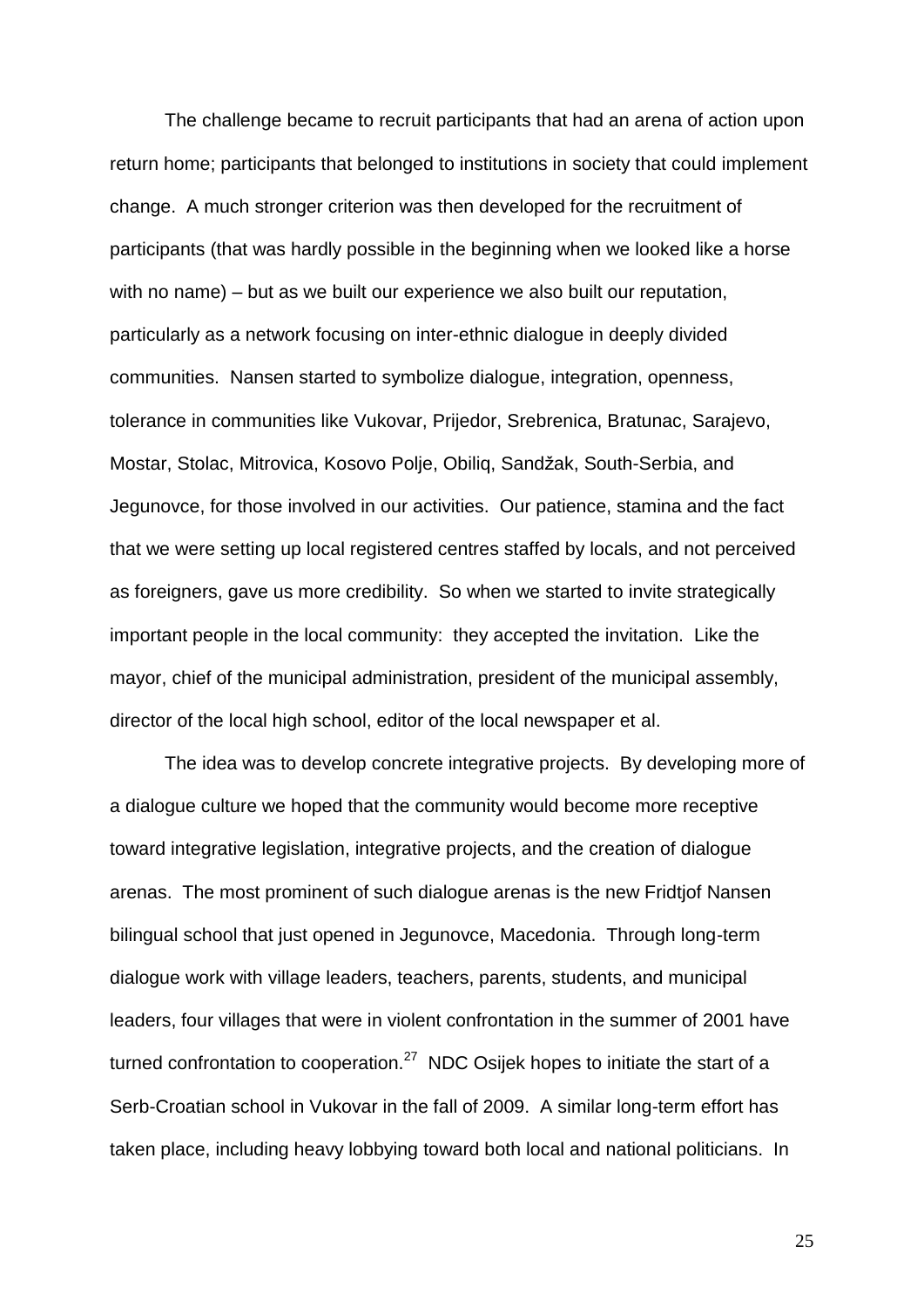The challenge became to recruit participants that had an arena of action upon return home; participants that belonged to institutions in society that could implement change. A much stronger criterion was then developed for the recruitment of participants (that was hardly possible in the beginning when we looked like a horse with no name) – but as we built our experience we also built our reputation, particularly as a network focusing on inter-ethnic dialogue in deeply divided communities. Nansen started to symbolize dialogue, integration, openness, tolerance in communities like Vukovar, Prijedor, Srebrenica, Bratunac, Sarajevo, Mostar, Stolac, Mitrovica, Kosovo Polje, Obiliq, Sandžak, South-Serbia, and Jegunovce, for those involved in our activities. Our patience, stamina and the fact that we were setting up local registered centres staffed by locals, and not perceived as foreigners, gave us more credibility. So when we started to invite strategically important people in the local community: they accepted the invitation. Like the mayor, chief of the municipal administration, president of the municipal assembly, director of the local high school, editor of the local newspaper et al.

The idea was to develop concrete integrative projects. By developing more of a dialogue culture we hoped that the community would become more receptive toward integrative legislation, integrative projects, and the creation of dialogue arenas. The most prominent of such dialogue arenas is the new Fridtjof Nansen bilingual school that just opened in Jegunovce, Macedonia. Through long-term dialogue work with village leaders, teachers, parents, students, and municipal leaders, four villages that were in violent confrontation in the summer of 2001 have turned confrontation to cooperation.[27] NDC Osijek hopes to initiate the start of a Serb-Croatian school in Vukovar in the fall of 2009. A similar long-term effort has taken place, including heavy lobbying toward both local and national politicians. In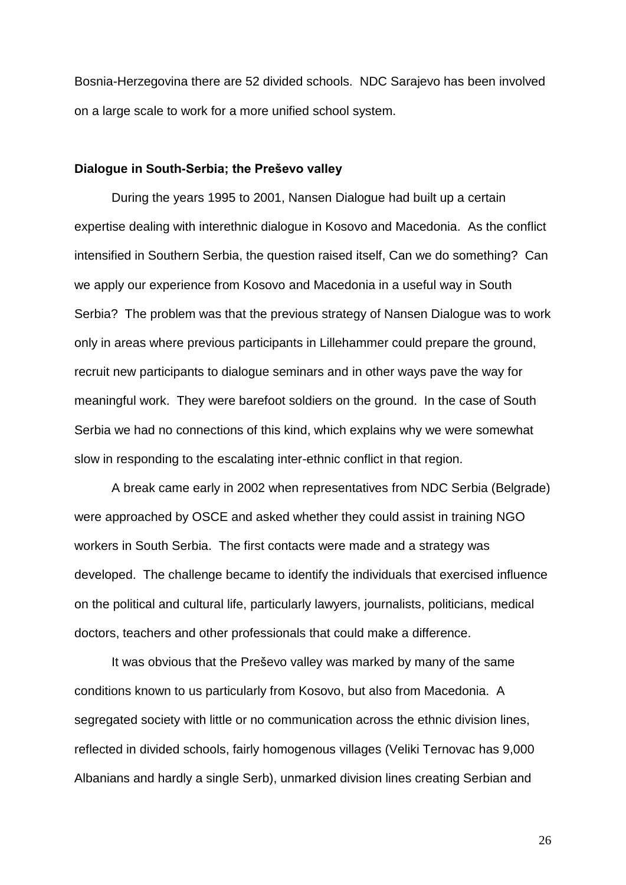Bosnia-Herzegovina there are 52 divided schools. NDC Sarajevo has been involved on a large scale to work for a more unified school system.

**Dialogue in South-Serbia; the Preševo valley**

During the years 1995 to 2001, Nansen Dialogue had built up a certain expertise dealing with interethnic dialogue in Kosovo and Macedonia. As the conflict intensified in Southern Serbia, the question raised itself, Can we do something? Can we apply our experience from Kosovo and Macedonia in a useful way in South Serbia? The problem was that the previous strategy of Nansen Dialogue was to work only in areas where previous participants in Lillehammer could prepare the ground, recruit new participants to dialogue seminars and in other ways pave the way for meaningful work. They were barefoot soldiers on the ground. In the case of South Serbia we had no connections of this kind, which explains why we were somewhat slow in responding to the escalating inter-ethnic conflict in that region.

A break came early in 2002 when representatives from NDC Serbia (Belgrade) were approached by OSCE and asked whether they could assist in training NGO workers in South Serbia. The first contacts were made and a strategy was developed. The challenge became to identify the individuals that exercised influence on the political and cultural life, particularly lawyers, journalists, politicians, medical doctors, teachers and other professionals that could make a difference.

It was obvious that the Preševo valley was marked by many of the same conditions known to us particularly from Kosovo, but also from Macedonia. A segregated society with little or no communication across the ethnic division lines, reflected in divided schools, fairly homogenous villages (Veliki Ternovac has 9,000 Albanians and hardly a single Serb), unmarked division lines creating Serbian and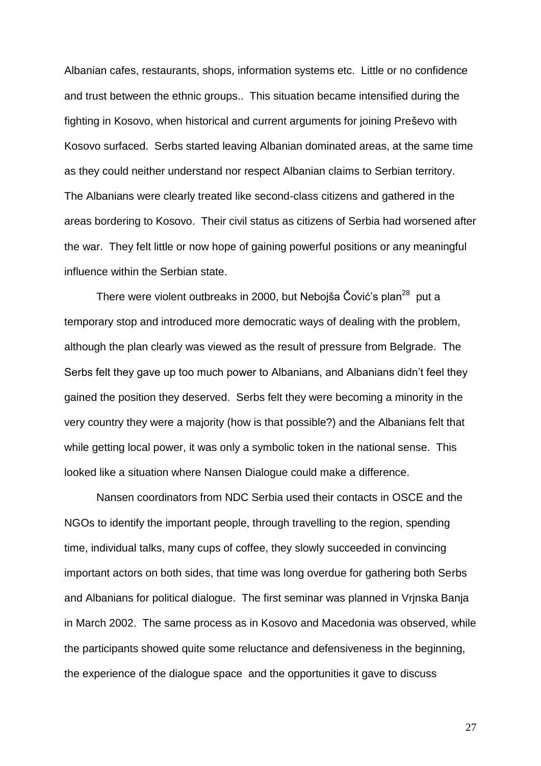Albanian cafes, restaurants, shops, information systems etc. Little or no confidence and trust between the ethnic groups.. This situation became intensified during the fighting in Kosovo, when historical and current arguments for joining Preševo with Kosovo surfaced. Serbs started leaving Albanian dominated areas, at the same time as they could neither understand nor respect Albanian claims to Serbian territory. The Albanians were clearly treated like second-class citizens and gathered in the areas bordering to Kosovo. Their civil status as citizens of Serbia had worsened after the war. They felt little or now hope of gaining powerful positions or any meaningful influence within the Serbian state.

There were violent outbreaks in 2000, but Nebojša Čović's plan[28] put a temporary stop and introduced more democratic ways of dealing with the problem, although the plan clearly was viewed as the result of pressure from Belgrade. The Serbs felt they gave up too much power to Albanians, and Albanians didn't feel they gained the position they deserved. Serbs felt they were becoming a minority in the very country they were a majority (how is that possible?) and the Albanians felt that while getting local power, it was only a symbolic token in the national sense. This looked like a situation where Nansen Dialogue could make a difference.

Nansen coordinators from NDC Serbia used their contacts in OSCE and the NGOs to identify the important people, through travelling to the region, spending time, individual talks, many cups of coffee, they slowly succeeded in convincing important actors on both sides, that time was long overdue for gathering both Serbs and Albanians for political dialogue. The first seminar was planned in Vrjnska Banja in March 2002. The same process as in Kosovo and Macedonia was observed, while the participants showed quite some reluctance and defensiveness in the beginning, the experience of the dialogue space and the opportunities it gave to discuss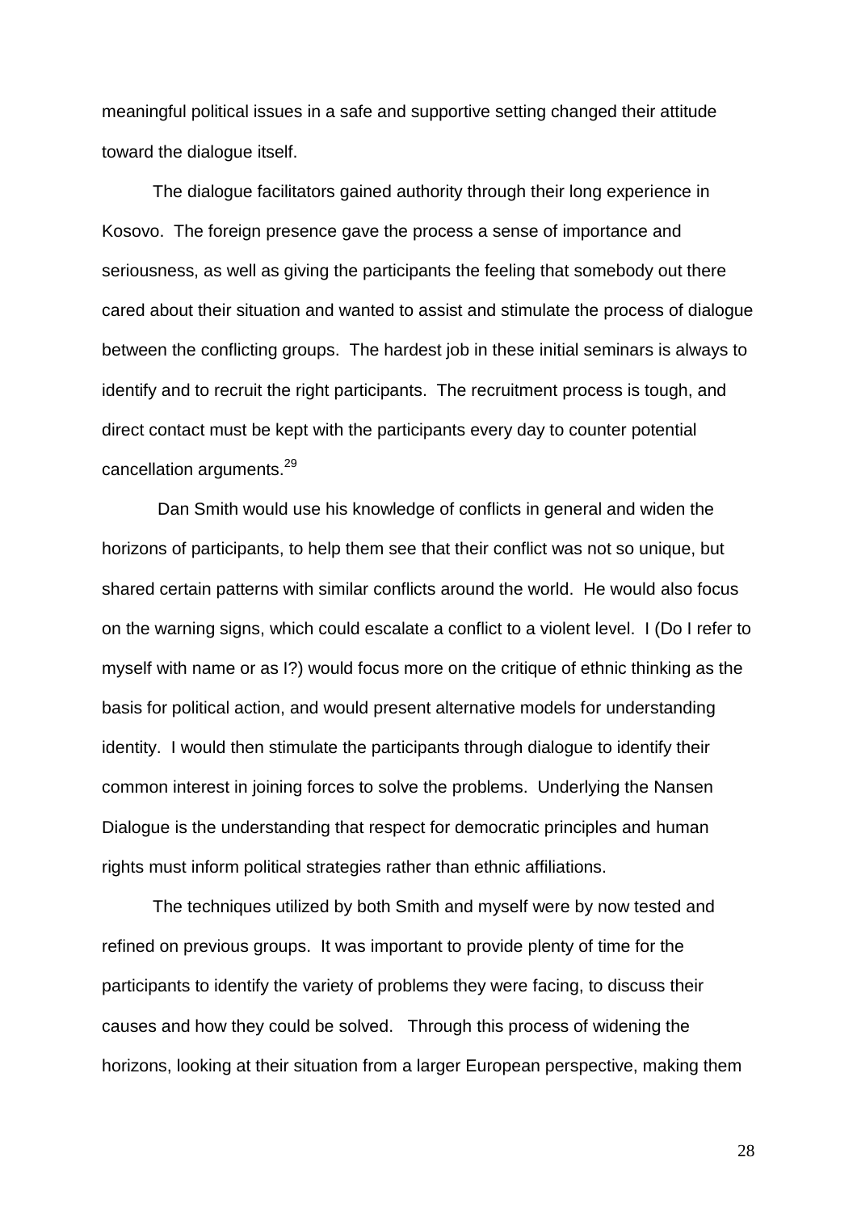meaningful political issues in a safe and supportive setting changed their attitude toward the dialogue itself.

The dialogue facilitators gained authority through their long experience in Kosovo. The foreign presence gave the process a sense of importance and seriousness, as well as giving the participants the feeling that somebody out there cared about their situation and wanted to assist and stimulate the process of dialogue between the conflicting groups. The hardest job in these initial seminars is always to identify and to recruit the right participants. The recruitment process is tough, and direct contact must be kept with the participants every day to counter potential cancellation arguments.[29]

Dan Smith would use his knowledge of conflicts in general and widen the horizons of participants, to help them see that their conflict was not so unique, but shared certain patterns with similar conflicts around the world. He would also focus on the warning signs, which could escalate a conflict to a violent level. I (Do I refer to myself with name or as I?) would focus more on the critique of ethnic thinking as the basis for political action, and would present alternative models for understanding identity. I would then stimulate the participants through dialogue to identify their common interest in joining forces to solve the problems. Underlying the Nansen Dialogue is the understanding that respect for democratic principles and human rights must inform political strategies rather than ethnic affiliations.

The techniques utilized by both Smith and myself were by now tested and refined on previous groups. It was important to provide plenty of time for the participants to identify the variety of problems they were facing, to discuss their causes and how they could be solved. Through this process of widening the horizons, looking at their situation from a larger European perspective, making them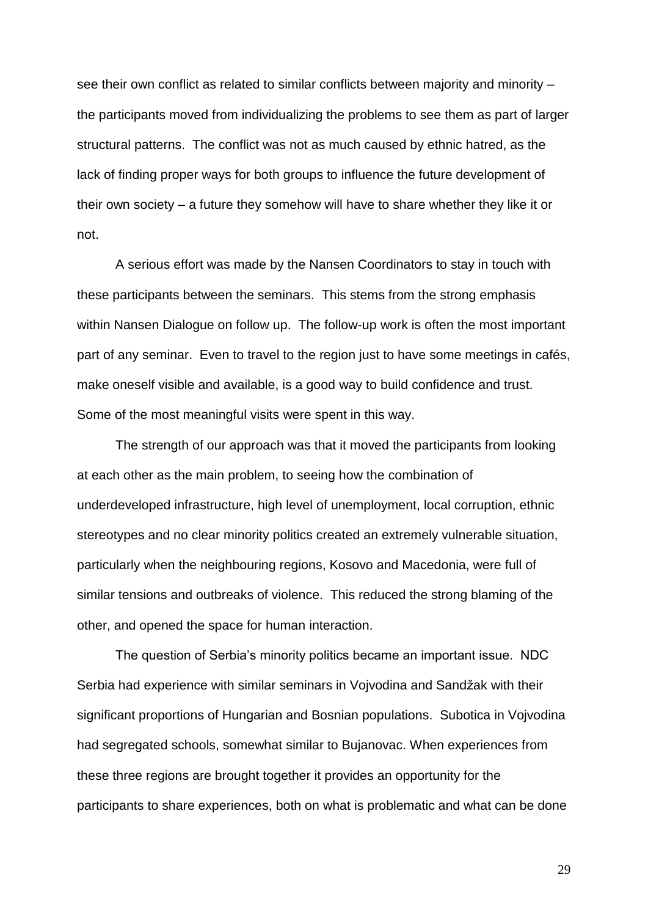see their own conflict as related to similar conflicts between majority and minority – the participants moved from individualizing the problems to see them as part of larger structural patterns. The conflict was not as much caused by ethnic hatred, as the lack of finding proper ways for both groups to influence the future development of their own society – a future they somehow will have to share whether they like it or not.

A serious effort was made by the Nansen Coordinators to stay in touch with these participants between the seminars. This stems from the strong emphasis within Nansen Dialogue on follow up. The follow-up work is often the most important part of any seminar. Even to travel to the region just to have some meetings in cafés, make oneself visible and available, is a good way to build confidence and trust. Some of the most meaningful visits were spent in this way.

The strength of our approach was that it moved the participants from looking at each other as the main problem, to seeing how the combination of underdeveloped infrastructure, high level of unemployment, local corruption, ethnic stereotypes and no clear minority politics created an extremely vulnerable situation, particularly when the neighbouring regions, Kosovo and Macedonia, were full of similar tensions and outbreaks of violence. This reduced the strong blaming of the other, and opened the space for human interaction.

The question of Serbia's minority politics became an important issue. NDC Serbia had experience with similar seminars in Vojvodina and Sandžak with their significant proportions of Hungarian and Bosnian populations. Subotica in Vojvodina had segregated schools, somewhat similar to Bujanovac. When experiences from these three regions are brought together it provides an opportunity for the participants to share experiences, both on what is problematic and what can be done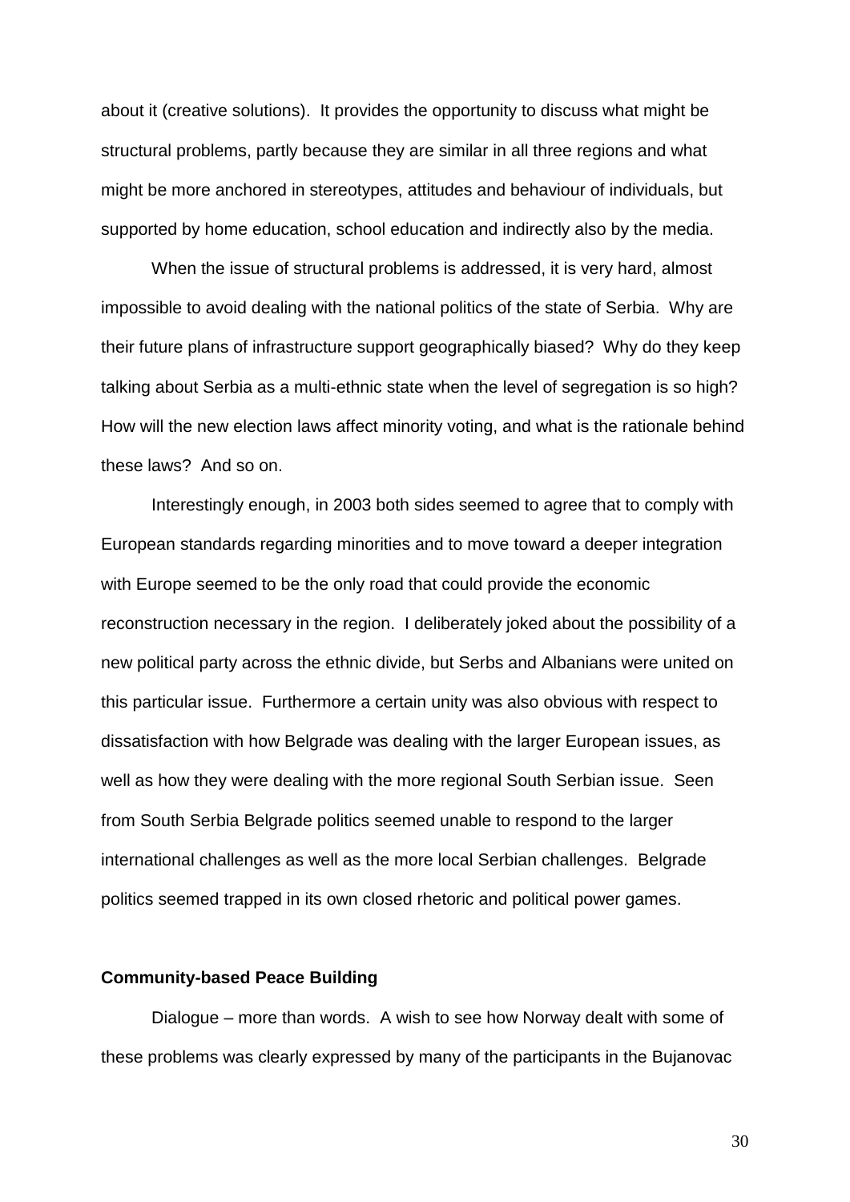about it (creative solutions). It provides the opportunity to discuss what might be structural problems, partly because they are similar in all three regions and what might be more anchored in stereotypes, attitudes and behaviour of individuals, but supported by home education, school education and indirectly also by the media.

When the issue of structural problems is addressed, it is very hard, almost impossible to avoid dealing with the national politics of the state of Serbia. Why are their future plans of infrastructure support geographically biased? Why do they keep talking about Serbia as a multi-ethnic state when the level of segregation is so high? How will the new election laws affect minority voting, and what is the rationale behind these laws? And so on.

Interestingly enough, in 2003 both sides seemed to agree that to comply with European standards regarding minorities and to move toward a deeper integration with Europe seemed to be the only road that could provide the economic reconstruction necessary in the region. I deliberately joked about the possibility of a new political party across the ethnic divide, but Serbs and Albanians were united on this particular issue. Furthermore a certain unity was also obvious with respect to dissatisfaction with how Belgrade was dealing with the larger European issues, as well as how they were dealing with the more regional South Serbian issue. Seen from South Serbia Belgrade politics seemed unable to respond to the larger international challenges as well as the more local Serbian challenges. Belgrade politics seemed trapped in its own closed rhetoric and political power games.

**Community-based Peace Building**

Dialogue – more than words. A wish to see how Norway dealt with some of these problems was clearly expressed by many of the participants in the Bujanovac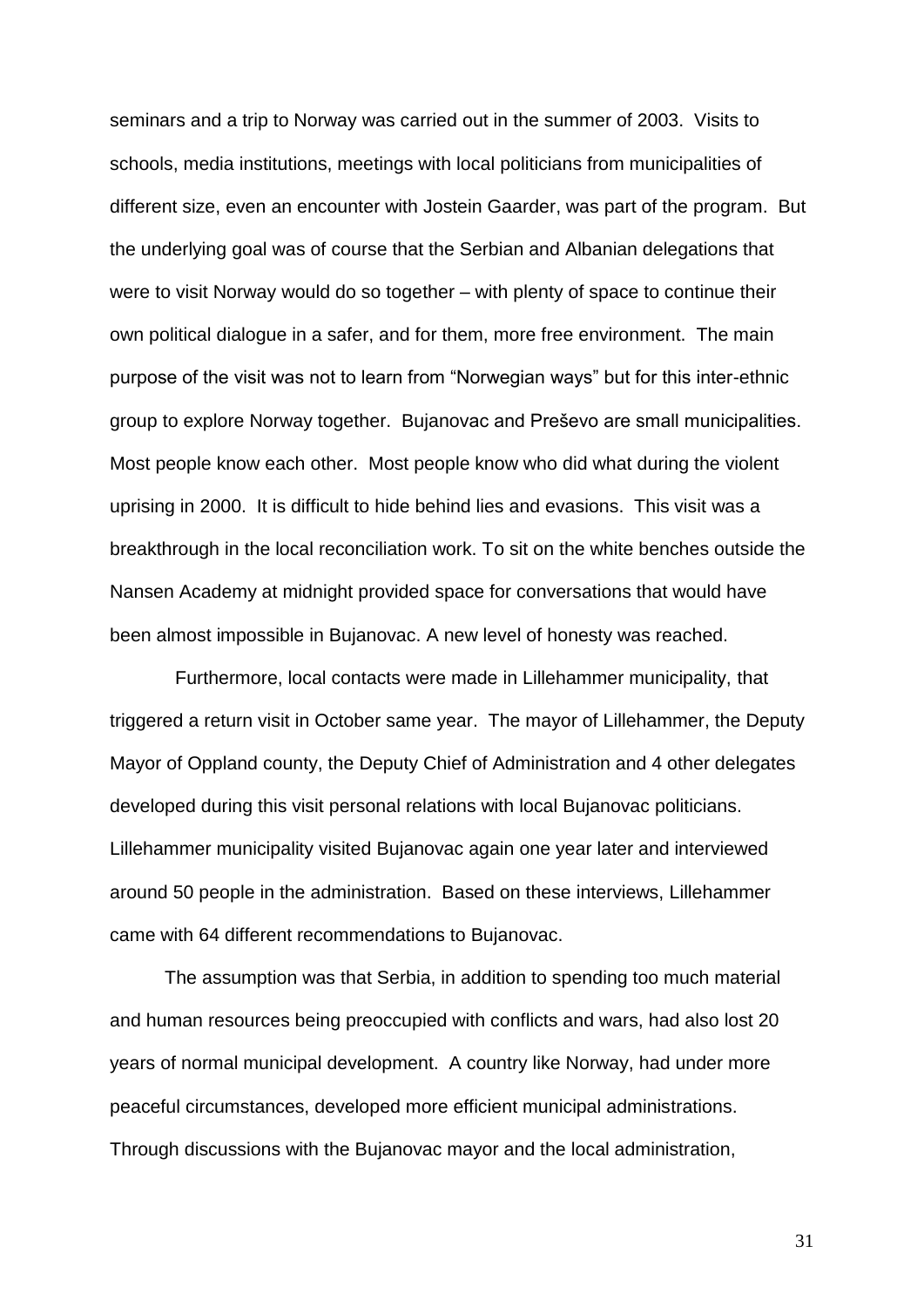seminars and a trip to Norway was carried out in the summer of 2003. Visits to schools, media institutions, meetings with local politicians from municipalities of different size, even an encounter with Jostein Gaarder, was part of the program. But the underlying goal was of course that the Serbian and Albanian delegations that were to visit Norway would do so together – with plenty of space to continue their own political dialogue in a safer, and for them, more free environment. The main purpose of the visit was not to learn from "Norwegian ways" but for this inter-ethnic group to explore Norway together. Bujanovac and Preševo are small municipalities. Most people know each other. Most people know who did what during the violent uprising in 2000. It is difficult to hide behind lies and evasions. This visit was a breakthrough in the local reconciliation work. To sit on the white benches outside the Nansen Academy at midnight provided space for conversations that would have been almost impossible in Bujanovac. A new level of honesty was reached.

Furthermore, local contacts were made in Lillehammer municipality, that triggered a return visit in October same year. The mayor of Lillehammer, the Deputy Mayor of Oppland county, the Deputy Chief of Administration and 4 other delegates developed during this visit personal relations with local Bujanovac politicians. Lillehammer municipality visited Bujanovac again one year later and interviewed around 50 people in the administration. Based on these interviews, Lillehammer came with 64 different recommendations to Bujanovac.

The assumption was that Serbia, in addition to spending too much material and human resources being preoccupied with conflicts and wars, had also lost 20 years of normal municipal development. A country like Norway, had under more peaceful circumstances, developed more efficient municipal administrations. Through discussions with the Bujanovac mayor and the local administration,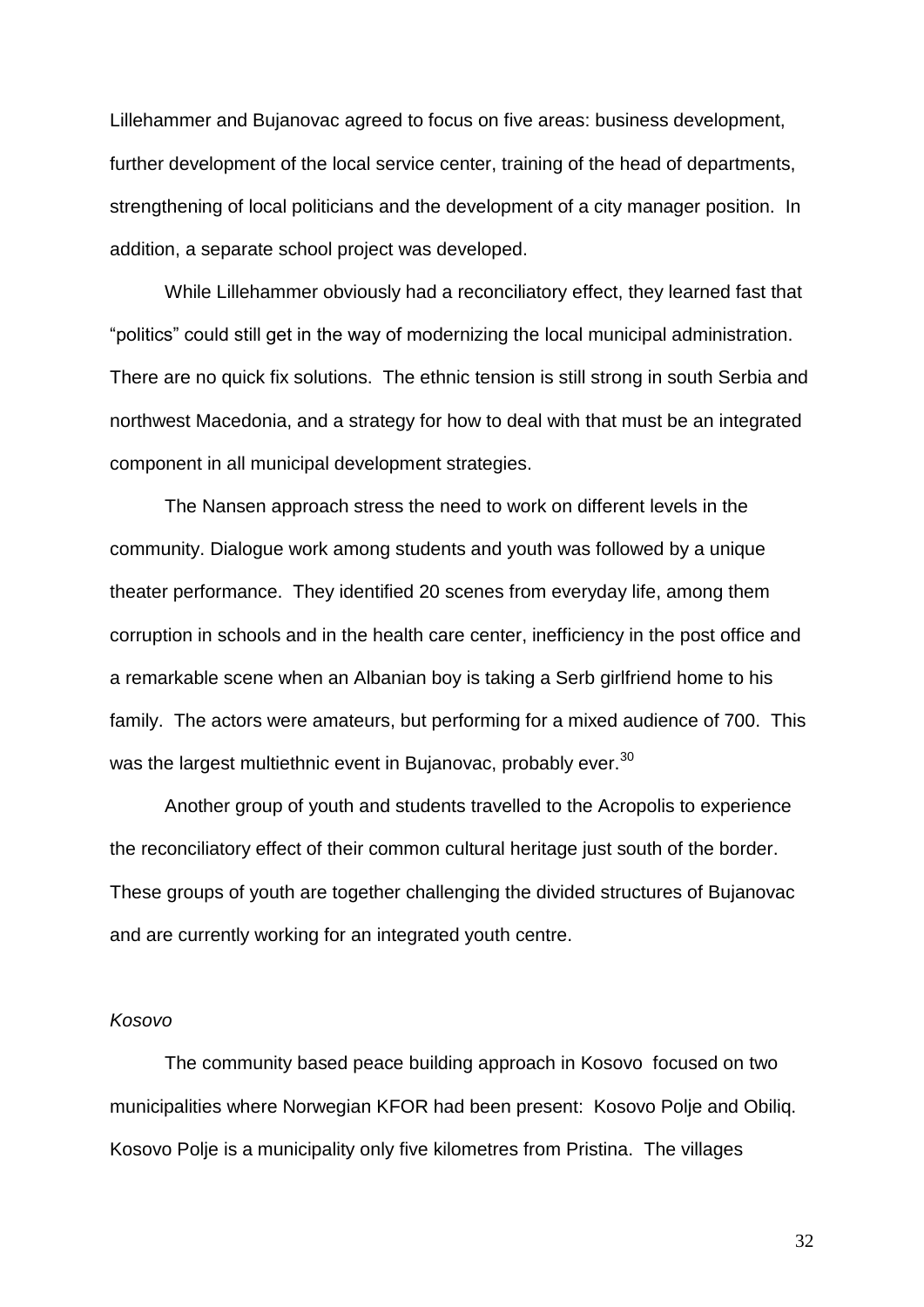Lillehammer and Bujanovac agreed to focus on five areas: business development, further development of the local service center, training of the head of departments, strengthening of local politicians and the development of a city manager position. In addition, a separate school project was developed.

While Lillehammer obviously had a reconciliatory effect, they learned fast that "politics" could still get in the way of modernizing the local municipal administration. There are no quick fix solutions. The ethnic tension is still strong in south Serbia and northwest Macedonia, and a strategy for how to deal with that must be an integrated component in all municipal development strategies.

The Nansen approach stress the need to work on different levels in the community. Dialogue work among students and youth was followed by a unique theater performance. They identified 20 scenes from everyday life, among them corruption in schools and in the health care center, inefficiency in the post office and a remarkable scene when an Albanian boy is taking a Serb girlfriend home to his family. The actors were amateurs, but performing for a mixed audience of 700. This was the largest multiethnic event in Bujanovac, probably ever.[30]

Another group of youth and students travelled to the Acropolis to experience the reconciliatory effect of their common cultural heritage just south of the border. These groups of youth are together challenging the divided structures of Bujanovac and are currently working for an integrated youth centre.

*Kosovo*

The community based peace building approach in Kosovo focused on two municipalities where Norwegian KFOR had been present: Kosovo Polje and Obiliq. Kosovo Polje is a municipality only five kilometres from Pristina. The villages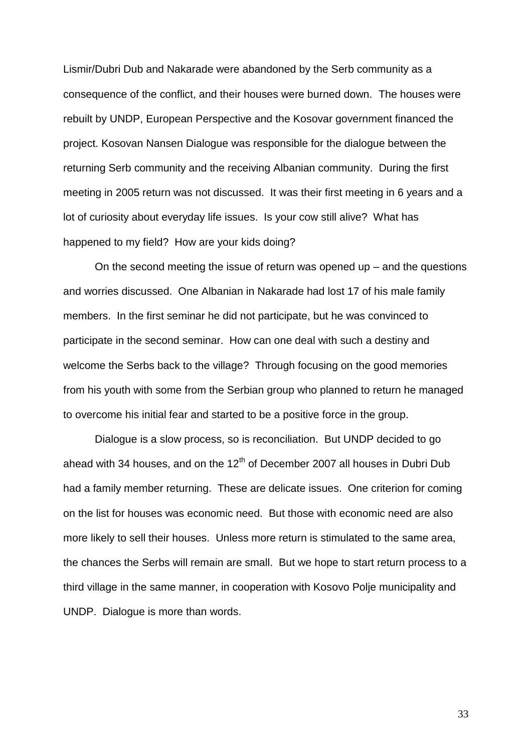Lismir/Dubri Dub and Nakarade were abandoned by the Serb community as a consequence of the conflict, and their houses were burned down. The houses were rebuilt by UNDP, European Perspective and the Kosovar government financed the project. Kosovan Nansen Dialogue was responsible for the dialogue between the returning Serb community and the receiving Albanian community. During the first meeting in 2005 return was not discussed. It was their first meeting in 6 years and a lot of curiosity about everyday life issues. Is your cow still alive? What has happened to my field? How are your kids doing?

On the second meeting the issue of return was opened up – and the questions and worries discussed. One Albanian in Nakarade had lost 17 of his male family members. In the first seminar he did not participate, but he was convinced to participate in the second seminar. How can one deal with such a destiny and welcome the Serbs back to the village? Through focusing on the good memories from his youth with some from the Serbian group who planned to return he managed to overcome his initial fear and started to be a positive force in the group.

Dialogue is a slow process, so is reconciliation. But UNDP decided to go ahead with 34 houses, and on the 12th of December 2007 all houses in Dubri Dub had a family member returning. These are delicate issues. One criterion for coming on the list for houses was economic need. But those with economic need are also more likely to sell their houses. Unless more return is stimulated to the same area, the chances the Serbs will remain are small. But we hope to start return process to a third village in the same manner, in cooperation with Kosovo Polje municipality and UNDP. Dialogue is more than words.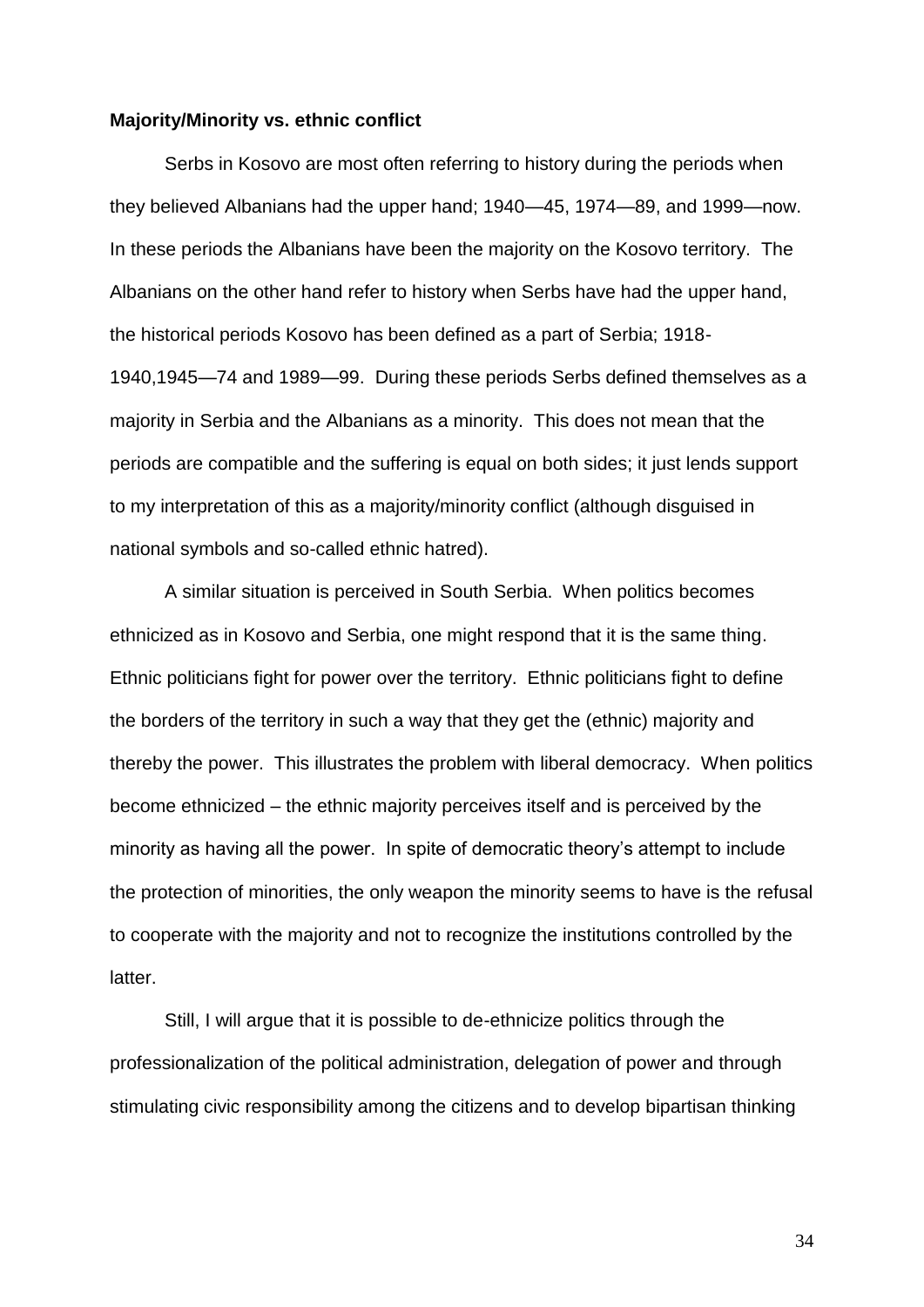**Majority/Minority vs. ethnic conflict**

Serbs in Kosovo are most often referring to history during the periods when they believed Albanians had the upper hand; 1940—45, 1974—89, and 1999—now. In these periods the Albanians have been the majority on the Kosovo territory. The Albanians on the other hand refer to history when Serbs have had the upper hand, the historical periods Kosovo has been defined as a part of Serbia; 1918-1940,1945—74 and 1989—99. During these periods Serbs defined themselves as a majority in Serbia and the Albanians as a minority. This does not mean that the periods are compatible and the suffering is equal on both sides; it just lends support to my interpretation of this as a majority/minority conflict (although disguised in national symbols and so-called ethnic hatred).

A similar situation is perceived in South Serbia. When politics becomes ethnicized as in Kosovo and Serbia, one might respond that it is the same thing. Ethnic politicians fight for power over the territory. Ethnic politicians fight to define the borders of the territory in such a way that they get the (ethnic) majority and thereby the power. This illustrates the problem with liberal democracy. When politics become ethnicized – the ethnic majority perceives itself and is perceived by the minority as having all the power. In spite of democratic theory's attempt to include the protection of minorities, the only weapon the minority seems to have is the refusal to cooperate with the majority and not to recognize the institutions controlled by the latter.

Still, I will argue that it is possible to de-ethnicize politics through the professionalization of the political administration, delegation of power and through stimulating civic responsibility among the citizens and to develop bipartisan thinking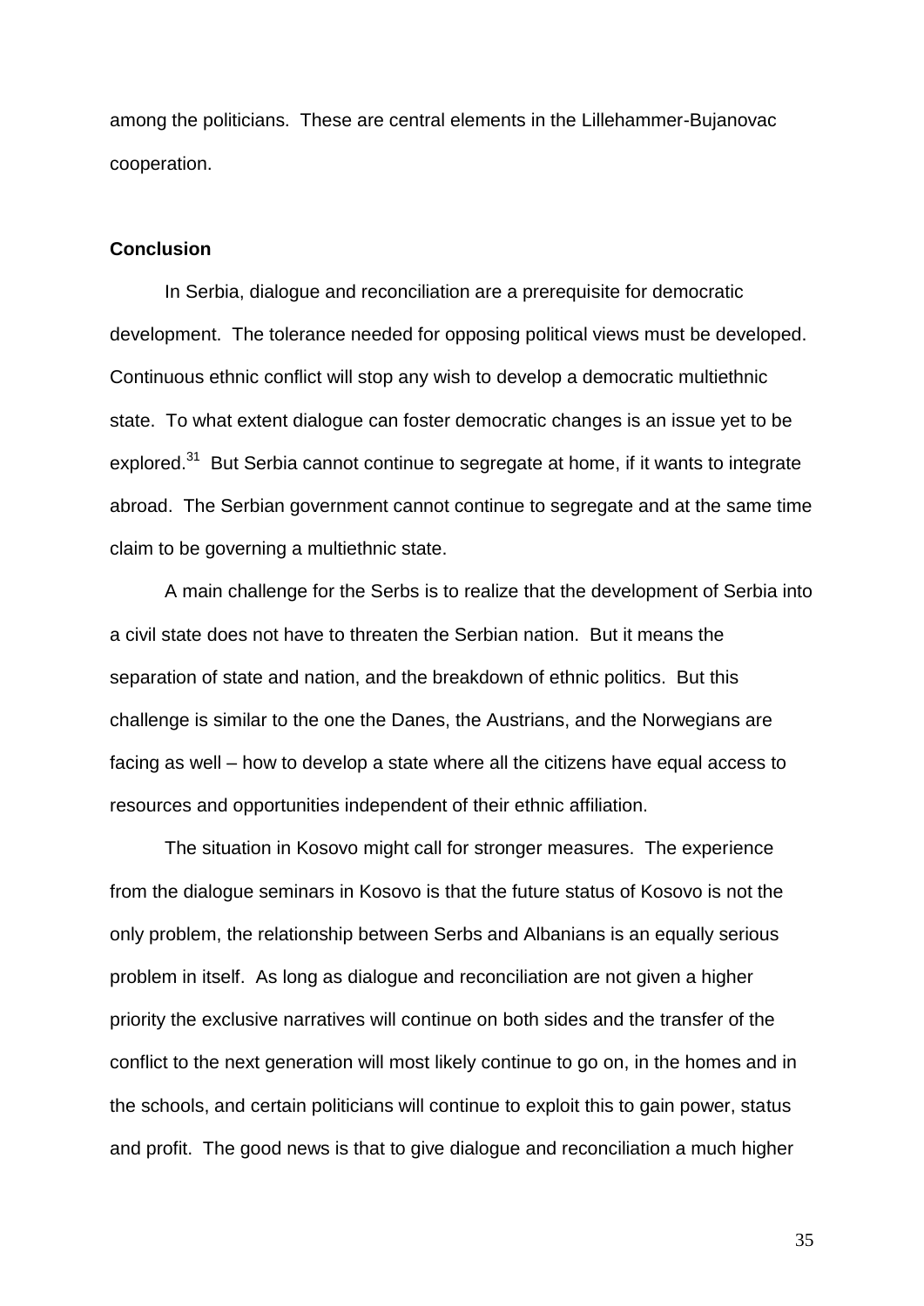among the politicians. These are central elements in the Lillehammer-Bujanovac cooperation.

## Conclusion

In Serbia, dialogue and reconciliation are a prerequisite for democratic development. The tolerance needed for opposing political views must be developed. Continuous ethnic conflict will stop any wish to develop a democratic multiethnic state. To what extent dialogue can foster democratic changes is an issue yet to be explored.[31] But Serbia cannot continue to segregate at home, if it wants to integrate abroad. The Serbian government cannot continue to segregate and at the same time claim to be governing a multiethnic state.

A main challenge for the Serbs is to realize that the development of Serbia into a civil state does not have to threaten the Serbian nation. But it means the separation of state and nation, and the breakdown of ethnic politics. But this challenge is similar to the one the Danes, the Austrians, and the Norwegians are facing as well – how to develop a state where all the citizens have equal access to resources and opportunities independent of their ethnic affiliation.

The situation in Kosovo might call for stronger measures. The experience from the dialogue seminars in Kosovo is that the future status of Kosovo is not the only problem, the relationship between Serbs and Albanians is an equally serious problem in itself. As long as dialogue and reconciliation are not given a higher priority the exclusive narratives will continue on both sides and the transfer of the conflict to the next generation will most likely continue to go on, in the homes and in the schools, and certain politicians will continue to exploit this to gain power, status and profit. The good news is that to give dialogue and reconciliation a much higher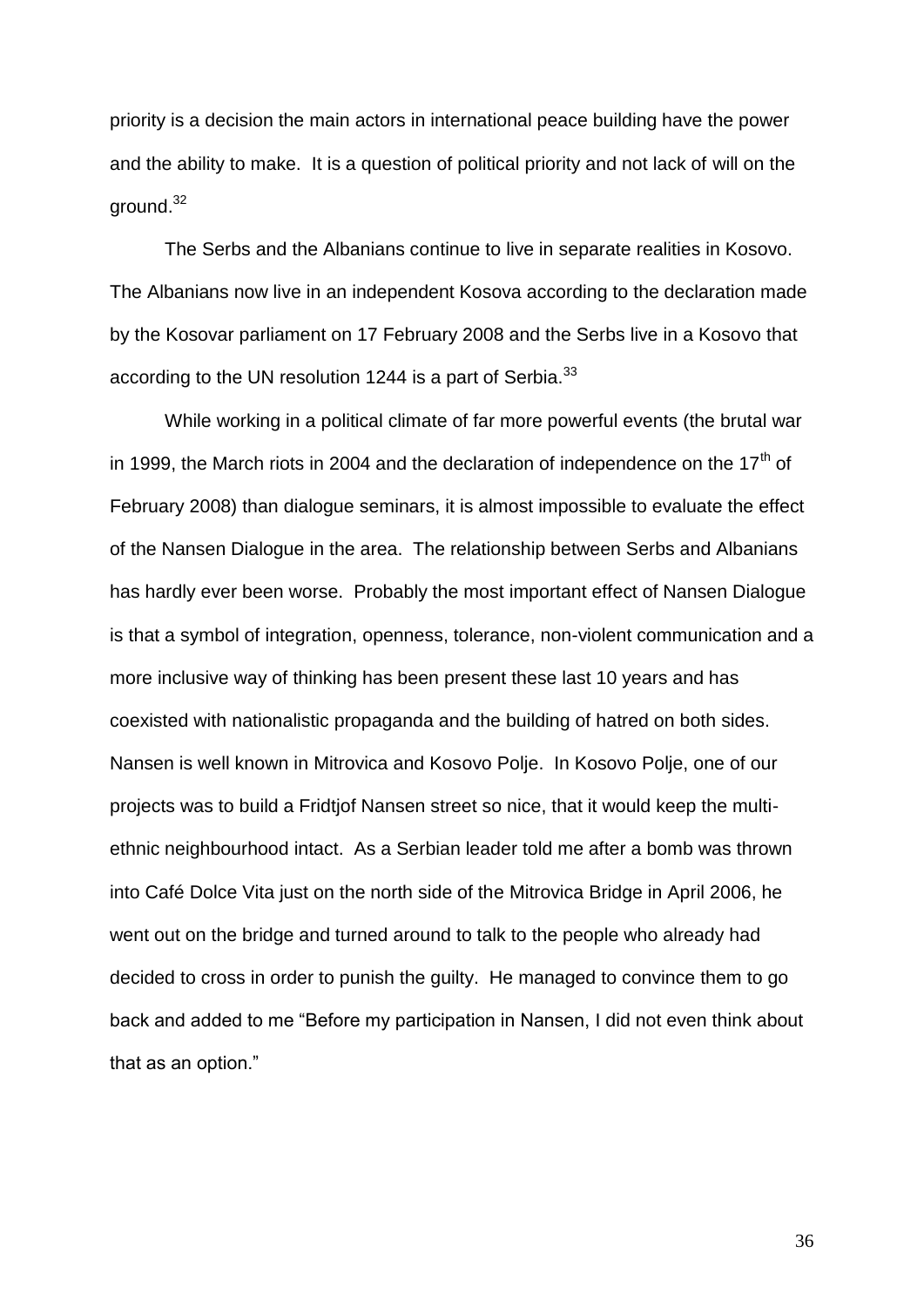priority is a decision the main actors in international peace building have the power and the ability to make. It is a question of political priority and not lack of will on the ground.[32]

The Serbs and the Albanians continue to live in separate realities in Kosovo. The Albanians now live in an independent Kosova according to the declaration made by the Kosovar parliament on 17 February 2008 and the Serbs live in a Kosovo that according to the UN resolution 1244 is a part of Serbia.[33]

While working in a political climate of far more powerful events (the brutal war in 1999, the March riots in 2004 and the declaration of independence on the 17th of February 2008) than dialogue seminars, it is almost impossible to evaluate the effect of the Nansen Dialogue in the area. The relationship between Serbs and Albanians has hardly ever been worse. Probably the most important effect of Nansen Dialogue is that a symbol of integration, openness, tolerance, non-violent communication and a more inclusive way of thinking has been present these last 10 years and has coexisted with nationalistic propaganda and the building of hatred on both sides. Nansen is well known in Mitrovica and Kosovo Polje. In Kosovo Polje, one of our projects was to build a Fridtjof Nansen street so nice, that it would keep the multi-ethnic neighbourhood intact. As a Serbian leader told me after a bomb was thrown into Café Dolce Vita just on the north side of the Mitrovica Bridge in April 2006, he went out on the bridge and turned around to talk to the people who already had decided to cross in order to punish the guilty. He managed to convince them to go back and added to me "Before my participation in Nansen, I did not even think about that as an option."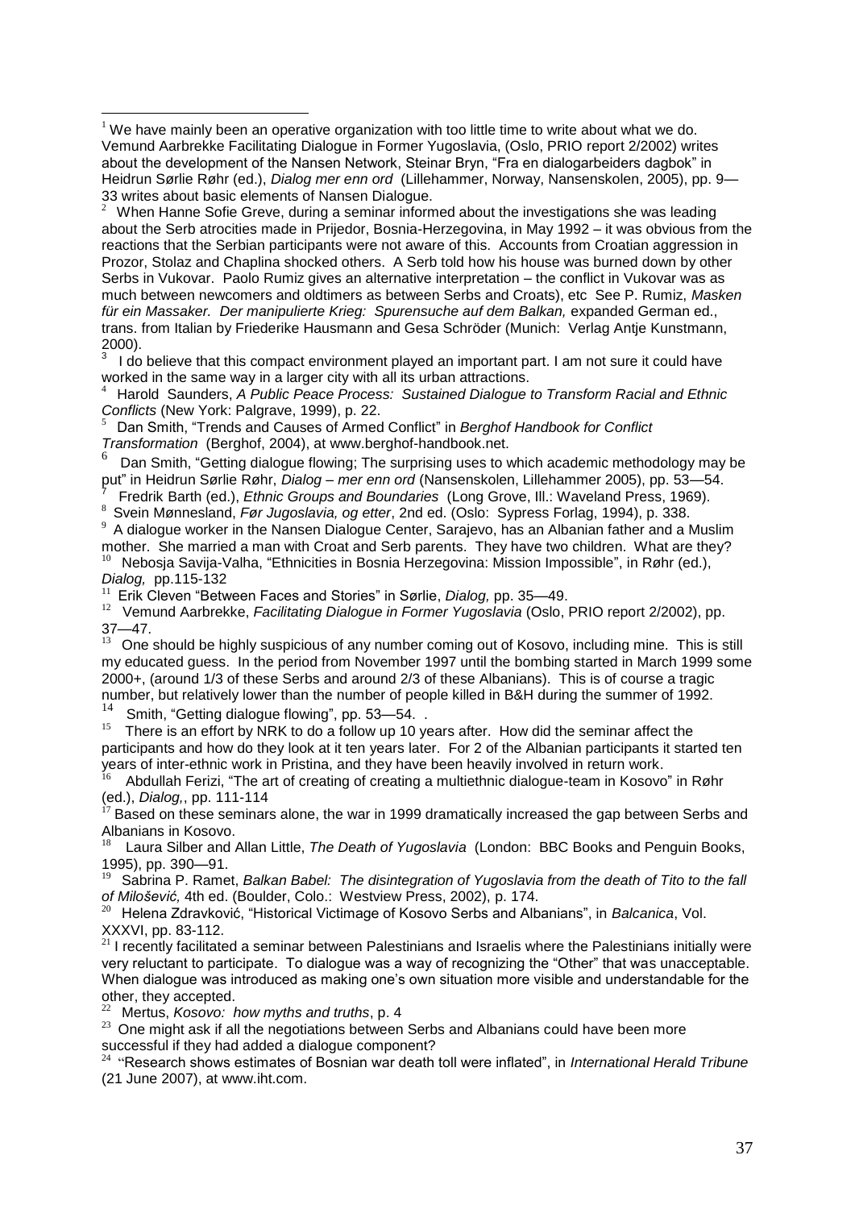[1] We have mainly been an operative organization with too little time to write about what we do. Vemund Aarbrekke Facilitating Dialogue in Former Yugoslavia, (Oslo, PRIO report 2/2002) writes about the development of the Nansen Network, Steinar Bryn, "Fra en dialogarbeiders dagbok" in Heidrun Sørlie Røhr (ed.), *Dialog mer enn ord* (Lillehammer, Norway, Nansenskolen, 2005), pp. 9—33 writes about basic elements of Nansen Dialogue.

[2] When Hanne Sofie Greve, during a seminar informed about the investigations she was leading about the Serb atrocities made in Prijedor, Bosnia-Herzegovina, in May 1992 – it was obvious from the reactions that the Serbian participants were not aware of this. Accounts from Croatian aggression in Prozor, Stolaz and Chaplina shocked others. A Serb told how his house was burned down by other Serbs in Vukovar. Paolo Rumiz gives an alternative interpretation – the conflict in Vukovar was as much between newcomers and oldtimers as between Serbs and Croats), etc See P. Rumiz, *Masken für ein Massaker. Der manipulierte Krieg: Spurensuche auf dem Balkan,* expanded German ed., trans. from Italian by Friederike Hausmann and Gesa Schröder (Munich: Verlag Antje Kunstmann, 2000).

[3] I do believe that this compact environment played an important part. I am not sure it could have worked in the same way in a larger city with all its urban attractions.

[4] Harold Saunders, *A Public Peace Process: Sustained Dialogue to Transform Racial and Ethnic Conflicts* (New York: Palgrave, 1999), p. 22.

[5] Dan Smith, "Trends and Causes of Armed Conflict" in *Berghof Handbook for Conflict Transformation* (Berghof, 2004), at www.berghof-handbook.net.

[6] Dan Smith, "Getting dialogue flowing; The surprising uses to which academic methodology may be put" in Heidrun Sørlie Røhr, *Dialog – mer enn ord* (Nansenskolen, Lillehammer 2005), pp. 53—54.

[7] Fredrik Barth (ed.), *Ethnic Groups and Boundaries* (Long Grove, Ill.: Waveland Press, 1969).

[8] Svein Mønnesland, *Før Jugoslavia, og etter*, 2nd ed. (Oslo: Sypress Forlag, 1994), p. 338.

[9] A dialogue worker in the Nansen Dialogue Center, Sarajevo, has an Albanian father and a Muslim mother. She married a man with Croat and Serb parents. They have two children. What are they?

[10] Nebosja Savija-Valha, "Ethnicities in Bosnia Herzegovina: Mission Impossible", in Røhr (ed.), *Dialog,* pp.115-132

[11] Erik Cleven "Between Faces and Stories" in Sørlie, *Dialog,* pp. 35—49.

[12] Vemund Aarbrekke, *Facilitating Dialogue in Former Yugoslavia* (Oslo, PRIO report 2/2002), pp. 37—47.

[13] One should be highly suspicious of any number coming out of Kosovo, including mine. This is still my educated guess. In the period from November 1997 until the bombing started in March 1999 some 2000+, (around 1/3 of these Serbs and around 2/3 of these Albanians). This is of course a tragic number, but relatively lower than the number of people killed in B&H during the summer of 1992.

[14] Smith, "Getting dialogue flowing", pp. 53—54. .

[15] There is an effort by NRK to do a follow up 10 years after. How did the seminar affect the participants and how do they look at it ten years later. For 2 of the Albanian participants it started ten years of inter-ethnic work in Pristina, and they have been heavily involved in return work.

[16] Abdullah Ferizi, "The art of creating of creating a multiethnic dialogue-team in Kosovo" in Røhr (ed.), *Dialog,*, pp. 111-114

[17] Based on these seminars alone, the war in 1999 dramatically increased the gap between Serbs and Albanians in Kosovo.

[18] Laura Silber and Allan Little, *The Death of Yugoslavia* (London: BBC Books and Penguin Books, 1995), pp. 390—91.

[19] Sabrina P. Ramet, *Balkan Babel: The disintegration of Yugoslavia from the death of Tito to the fall of Milošević,* 4th ed. (Boulder, Colo.: Westview Press, 2002), p. 174.

[20] Helena Zdravković, "Historical Victimage of Kosovo Serbs and Albanians", in *Balcanica*, Vol. XXXVI, pp. 83-112.

[21] I recently facilitated a seminar between Palestinians and Israelis where the Palestinians initially were very reluctant to participate. To dialogue was a way of recognizing the "Other" that was unacceptable. When dialogue was introduced as making one's own situation more visible and understandable for the other, they accepted.

[22] Mertus, *Kosovo: how myths and truths*, p. 4

[23] One might ask if all the negotiations between Serbs and Albanians could have been more successful if they had added a dialogue component?

[24] "Research shows estimates of Bosnian war death toll were inflated", in *International Herald Tribune* (21 June 2007), at www.iht.com.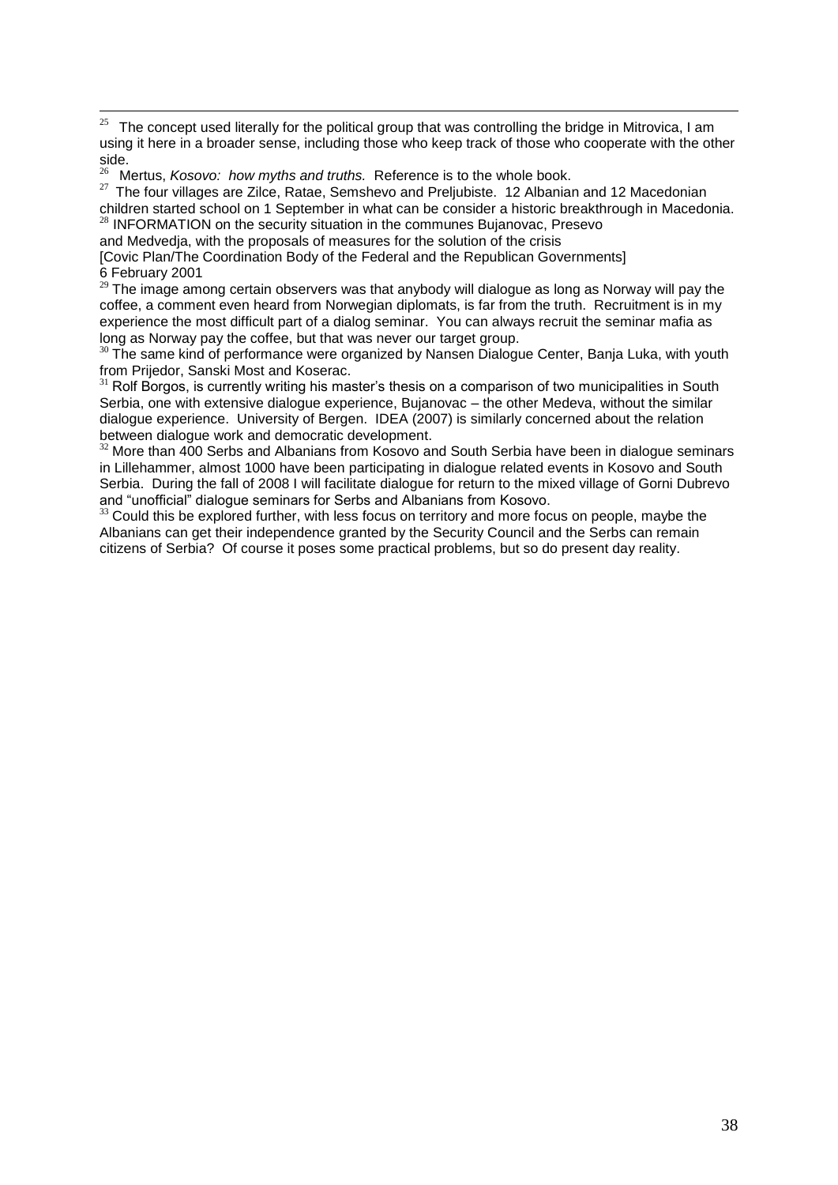[25] The concept used literally for the political group that was controlling the bridge in Mitrovica, I am using it here in a broader sense, including those who keep track of those who cooperate with the other side.

[26] Mertus, *Kosovo: how myths and truths.* Reference is to the whole book.

[27] The four villages are Zilce, Ratae, Semshevo and Preljubiste. 12 Albanian and 12 Macedonian children started school on 1 September in what can be consider a historic breakthrough in Macedonia.

[28] INFORMATION on the security situation in the communes Bujanovac, Presevo and Medvedja, with the proposals of measures for the solution of the crisis [Covic Plan/The Coordination Body of the Federal and the Republican Governments] 6 February 2001

[29] The image among certain observers was that anybody will dialogue as long as Norway will pay the coffee, a comment even heard from Norwegian diplomats, is far from the truth. Recruitment is in my experience the most difficult part of a dialog seminar. You can always recruit the seminar mafia as long as Norway pay the coffee, but that was never our target group.

[30] The same kind of performance were organized by Nansen Dialogue Center, Banja Luka, with youth from Prijedor, Sanski Most and Koserac.

[31] Rolf Borgos, is currently writing his master's thesis on a comparison of two municipalities in South Serbia, one with extensive dialogue experience, Bujanovac – the other Medeva, without the similar dialogue experience. University of Bergen. IDEA (2007) is similarly concerned about the relation between dialogue work and democratic development.

[32] More than 400 Serbs and Albanians from Kosovo and South Serbia have been in dialogue seminars in Lillehammer, almost 1000 have been participating in dialogue related events in Kosovo and South Serbia. During the fall of 2008 I will facilitate dialogue for return to the mixed village of Gorni Dubrevo and "unofficial" dialogue seminars for Serbs and Albanians from Kosovo.

[33] Could this be explored further, with less focus on territory and more focus on people, maybe the Albanians can get their independence granted by the Security Council and the Serbs can remain citizens of Serbia? Of course it poses some practical problems, but so do present day reality.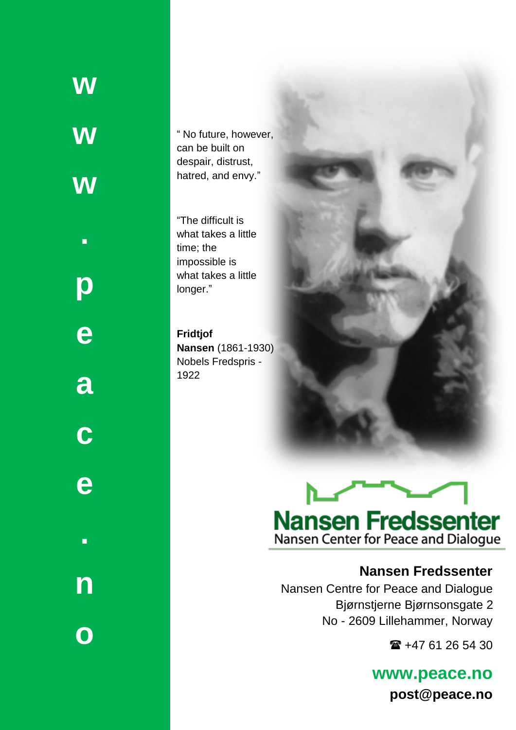www.peace.no

" No future, however, can be built on despair, distrust, hatred, and envy."

"The difficult is what takes a little time; the impossible is what takes a little longer."

**Fridtjof Nansen** (1861-1930)
Nobels Fredspris - 1922

Nansen Fredssenter
Nansen Center for Peace and Dialogue

**Nansen Fredssenter**
Nansen Centre for Peace and Dialogue
Bjørnstjerne Bjørnsonsgate 2
No - 2609 Lillehammer, Norway

☎ +47 61 26 54 30

**www.peace.no**
**post@peace.no**